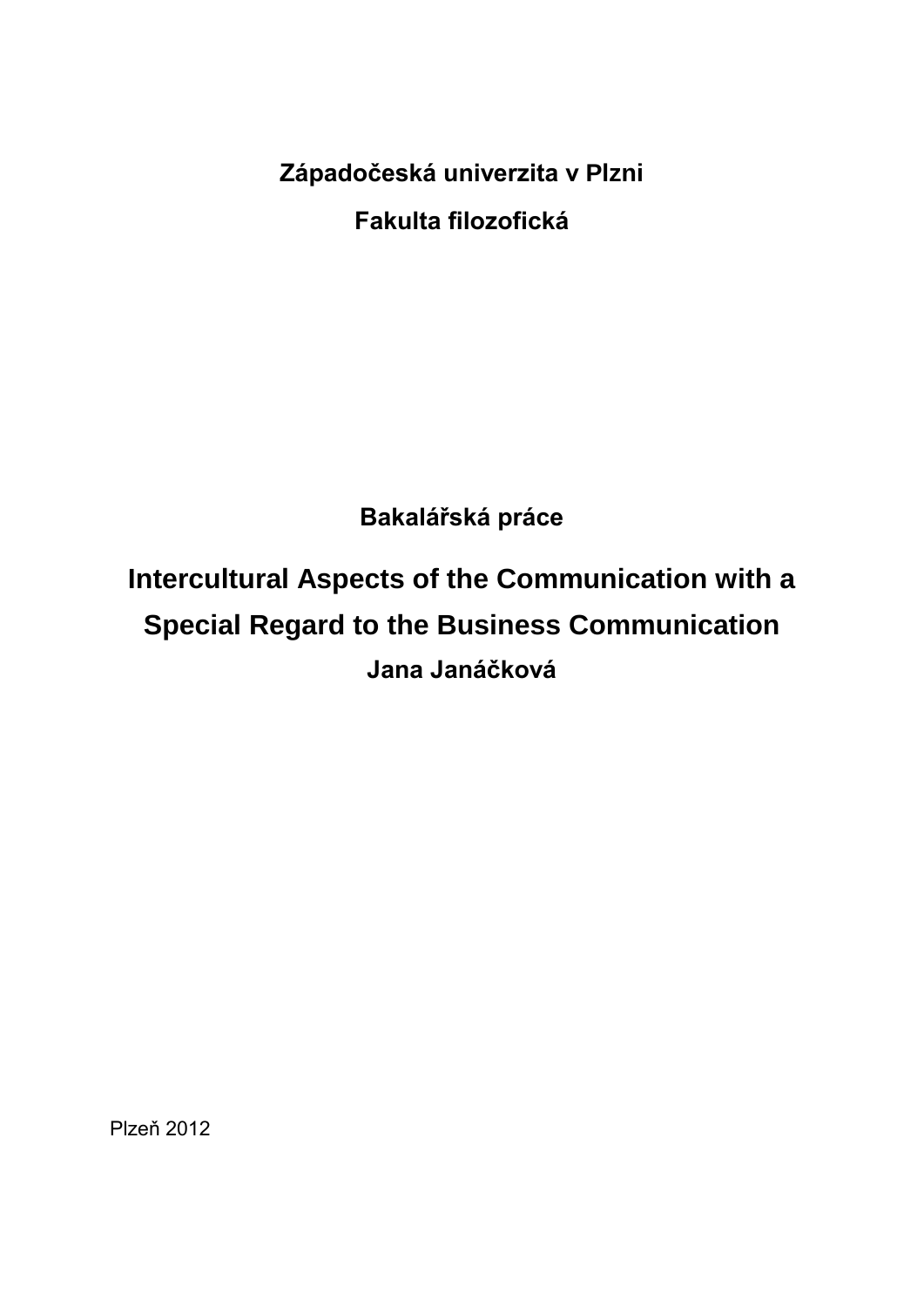**Západočeská univerzita v Plzni**

**Fakulta filozofická**

**Bakalářská práce**

# Intercultural Aspects of the Communication with a Special Regard to the Business Communication

**Jana Janáčková**

Plzeň 2012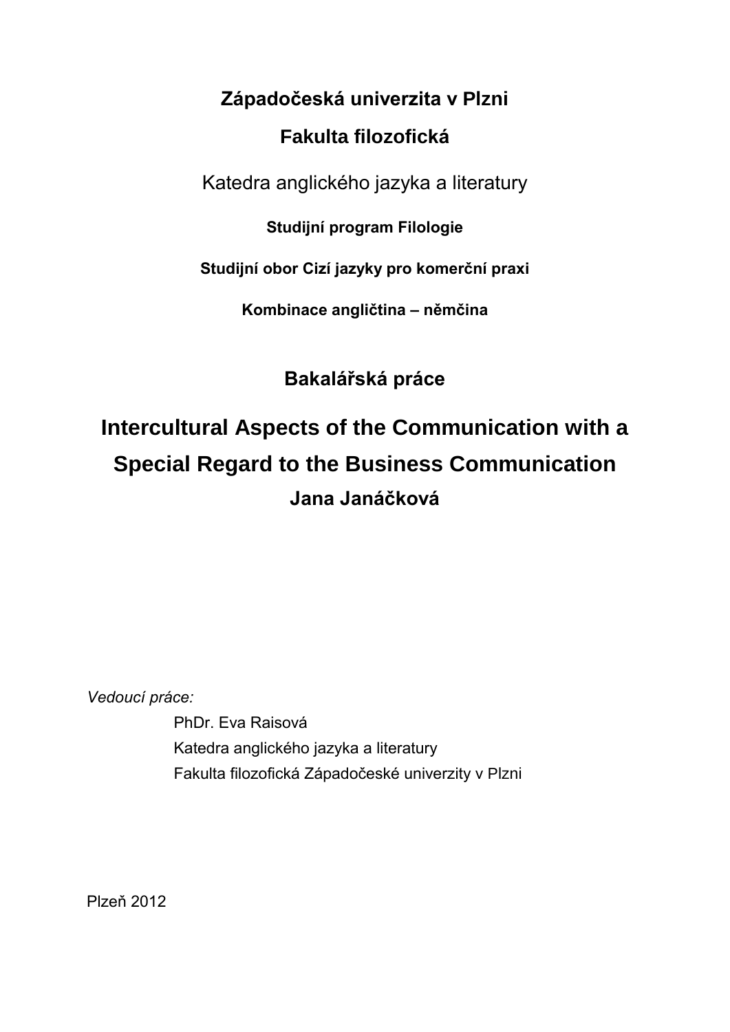**Západočeská univerzita v Plzni**

**Fakulta filozofická**

Katedra anglického jazyka a literatury

**Studijní program Filologie**

**Studijní obor Cizí jazyky pro komerční praxi**

**Kombinace angličtina – němčina**

**Bakalářská práce**

# Intercultural Aspects of the Communication with a Special Regard to the Business Communication

**Jana Janáčková**

*Vedoucí práce:*

PhDr. Eva Raisová
Katedra anglického jazyka a literatury
Fakulta filozofická Západočeské univerzity v Plzni

Plzeň 2012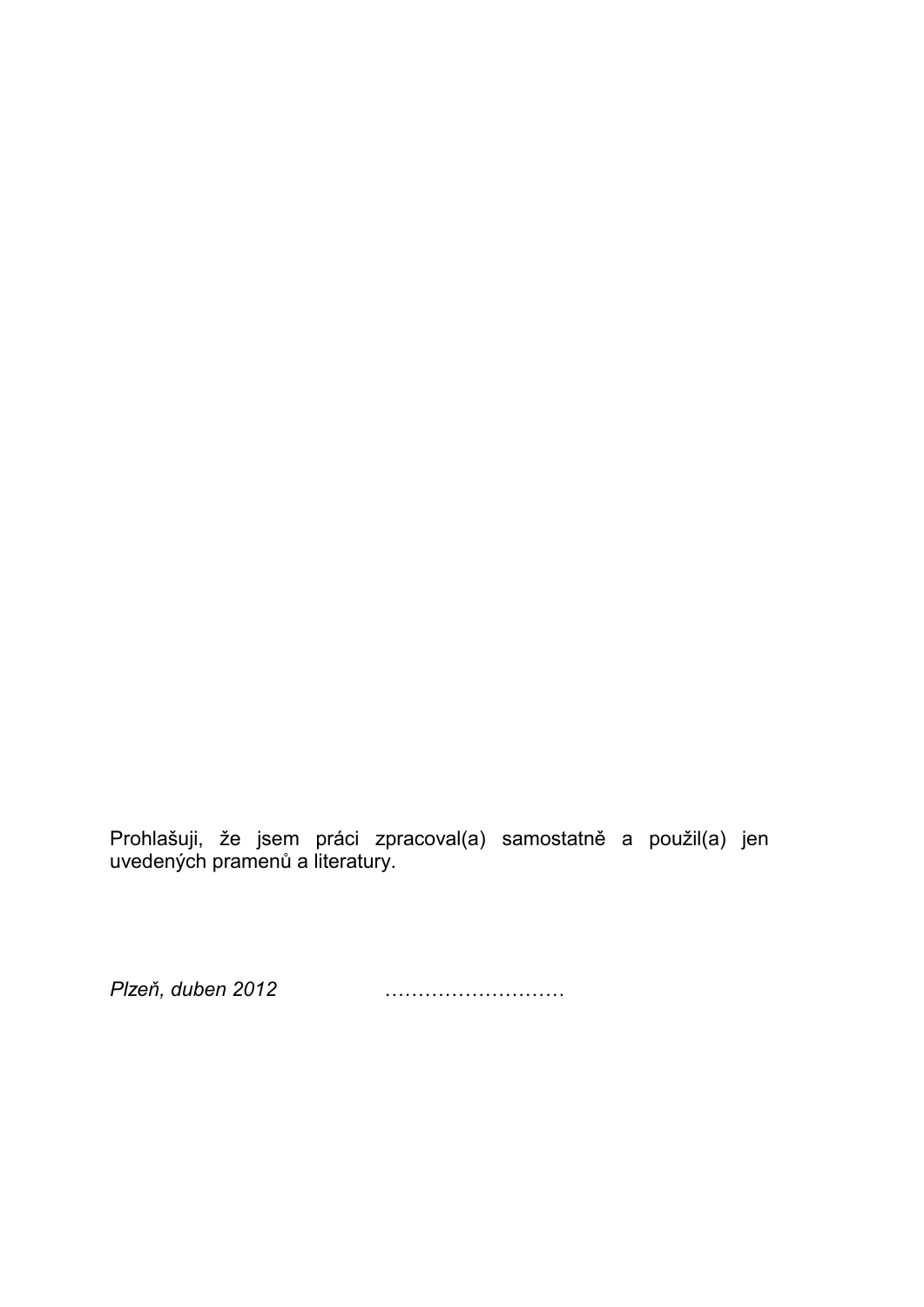Prohlašuji, že jsem práci zpracoval(a) samostatně a použil(a) jen uvedených pramenů a literatury.

*Plzeň, duben 2012* ………………………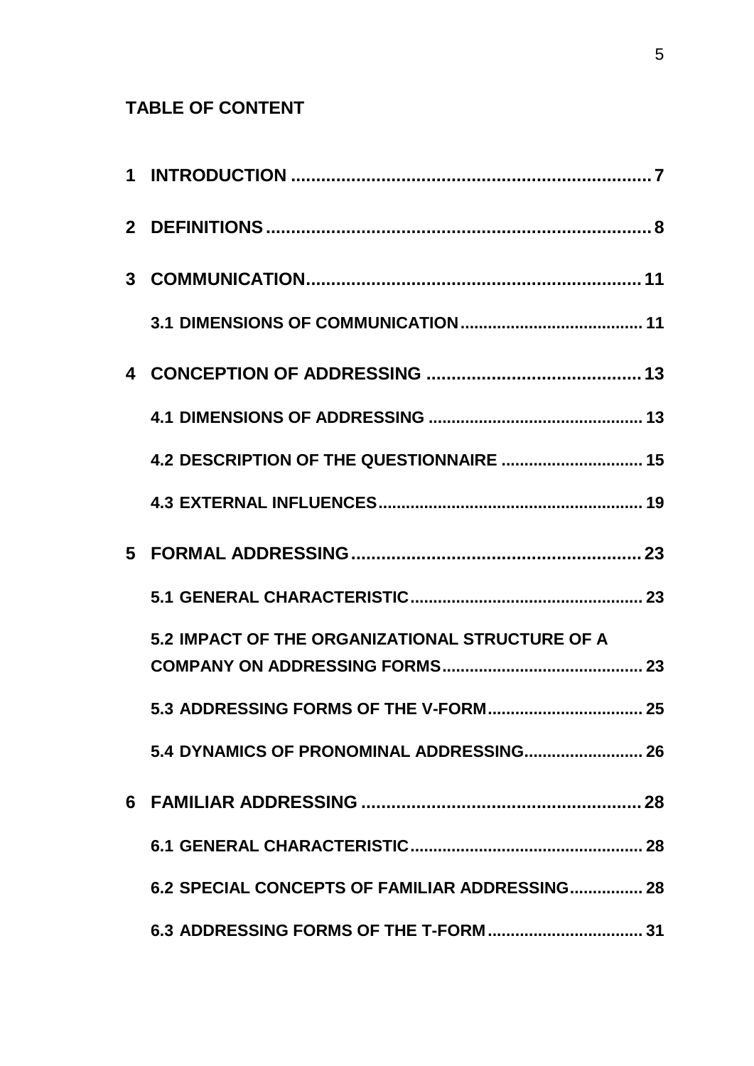## TABLE OF CONTENT

**1 INTRODUCTION ........................................................................ 7**

**2 DEFINITIONS ........................................................................... 8**

**3 COMMUNICATION ................................................................. 11**

**3.1 DIMENSIONS OF COMMUNICATION ....................................... 11**

**4 CONCEPTION OF ADDRESSING ........................................... 13**

**4.1 DIMENSIONS OF ADDRESSING ............................................... 13**

**4.2 DESCRIPTION OF THE QUESTIONNAIRE ............................... 15**

**4.3 EXTERNAL INFLUENCES ........................................................ 19**

**5 FORMAL ADDRESSING ......................................................... 23**

**5.1 GENERAL CHARACTERISTIC .................................................. 23**

**5.2 IMPACT OF THE ORGANIZATIONAL STRUCTURE OF A COMPANY ON ADDRESSING FORMS ........................................... 23**

**5.3 ADDRESSING FORMS OF THE V-FORM ................................. 25**

**5.4 DYNAMICS OF PRONOMINAL ADDRESSING .......................... 26**

**6 FAMILIAR ADDRESSING ....................................................... 28**

**6.1 GENERAL CHARACTERISTIC .................................................. 28**

**6.2 SPECIAL CONCEPTS OF FAMILIAR ADDRESSING ................ 28**

**6.3 ADDRESSING FORMS OF THE T-FORM ................................. 31**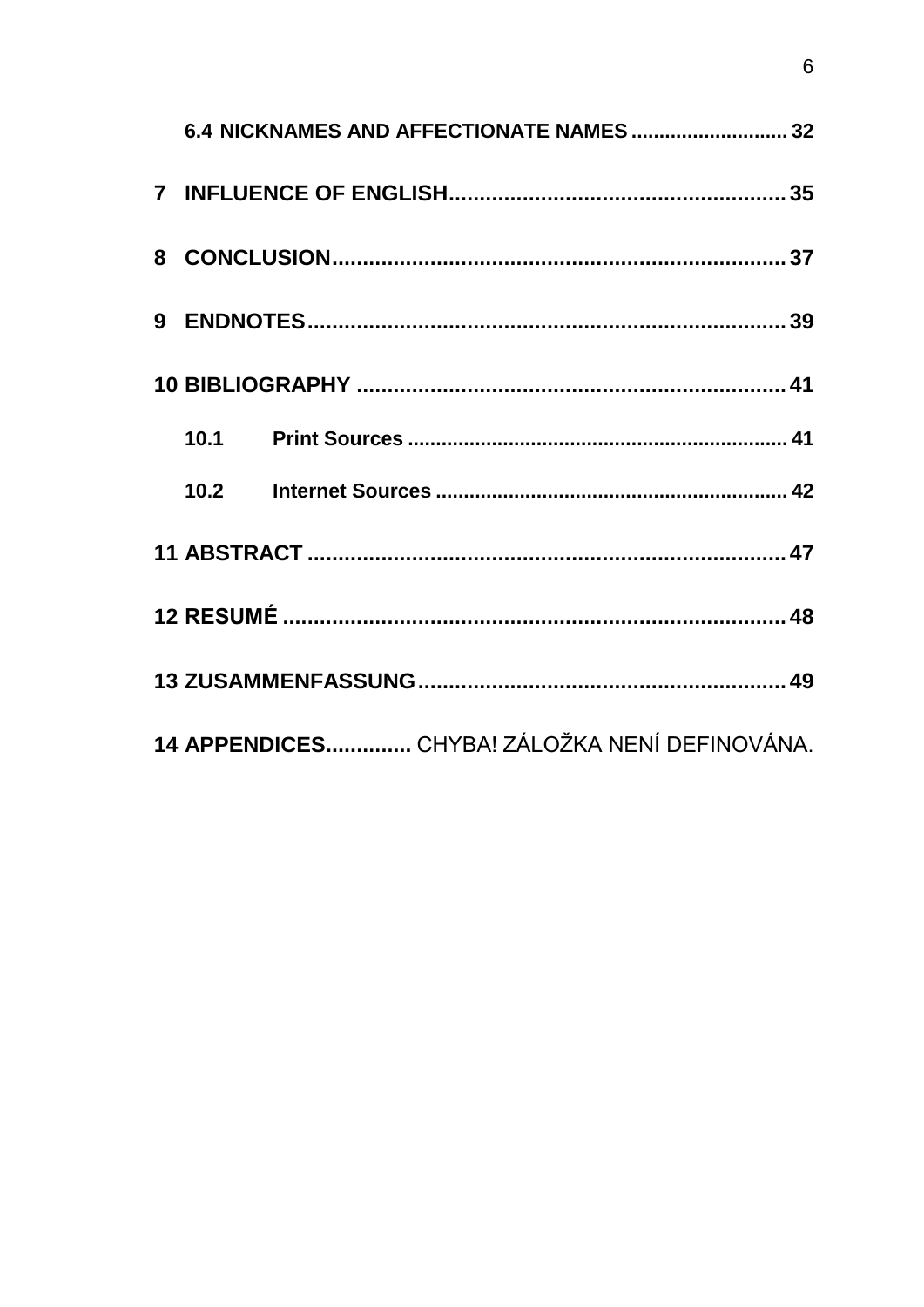6.4 NICKNAMES AND AFFECTIONATE NAMES ........................... 32

7 INFLUENCE OF ENGLISH ...................................................... 35

8 CONCLUSION ......................................................................... 37

9 ENDNOTES ............................................................................ 39

10 BIBLIOGRAPHY .................................................................... 41

10.1 Print Sources ................................................................. 41

10.2 Internet Sources ............................................................ 42

11 ABSTRACT ............................................................................ 47

12 RESUMÉ ................................................................................ 48

13 ZUSAMMENFASSUNG .......................................................... 49

14 APPENDICES .............. CHYBA! ZÁLOŽKA NENÍ DEFINOVÁNA.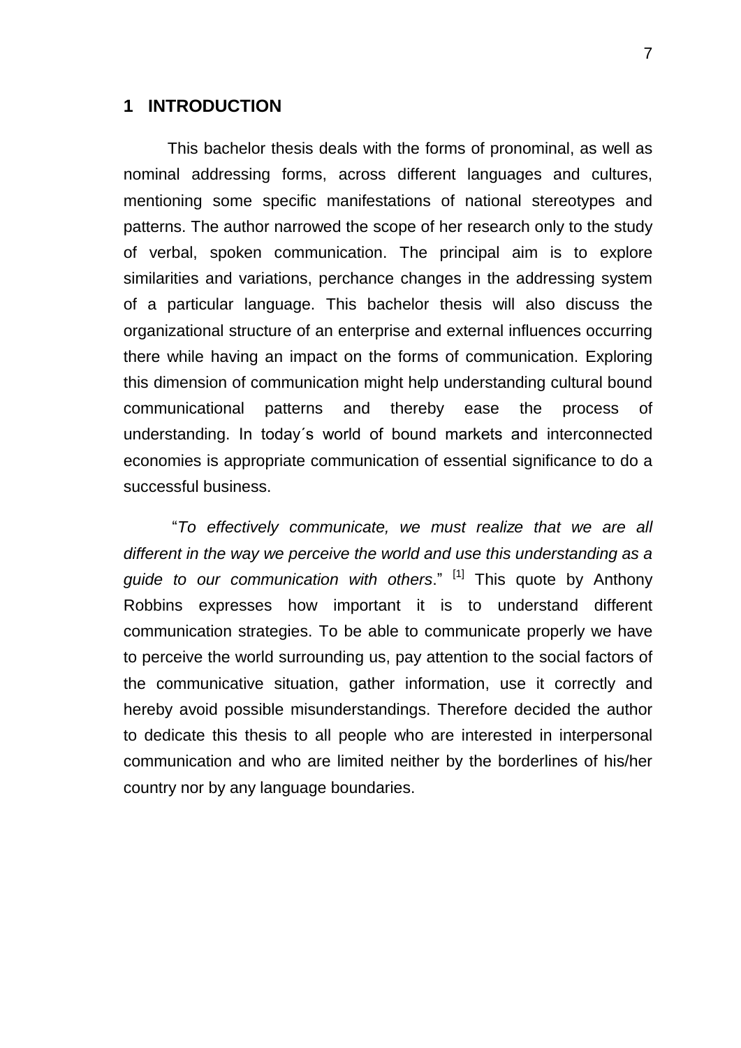# 1 INTRODUCTION

This bachelor thesis deals with the forms of pronominal, as well as nominal addressing forms, across different languages and cultures, mentioning some specific manifestations of national stereotypes and patterns. The author narrowed the scope of her research only to the study of verbal, spoken communication. The principal aim is to explore similarities and variations, perchance changes in the addressing system of a particular language. This bachelor thesis will also discuss the organizational structure of an enterprise and external influences occurring there while having an impact on the forms of communication. Exploring this dimension of communication might help understanding cultural bound communicational patterns and thereby ease the process of understanding. In today´s world of bound markets and interconnected economies is appropriate communication of essential significance to do a successful business.

"*To effectively communicate, we must realize that we are all different in the way we perceive the world and use this understanding as a guide to our communication with others*." [1] This quote by Anthony Robbins expresses how important it is to understand different communication strategies. To be able to communicate properly we have to perceive the world surrounding us, pay attention to the social factors of the communicative situation, gather information, use it correctly and hereby avoid possible misunderstandings. Therefore decided the author to dedicate this thesis to all people who are interested in interpersonal communication and who are limited neither by the borderlines of his/her country nor by any language boundaries.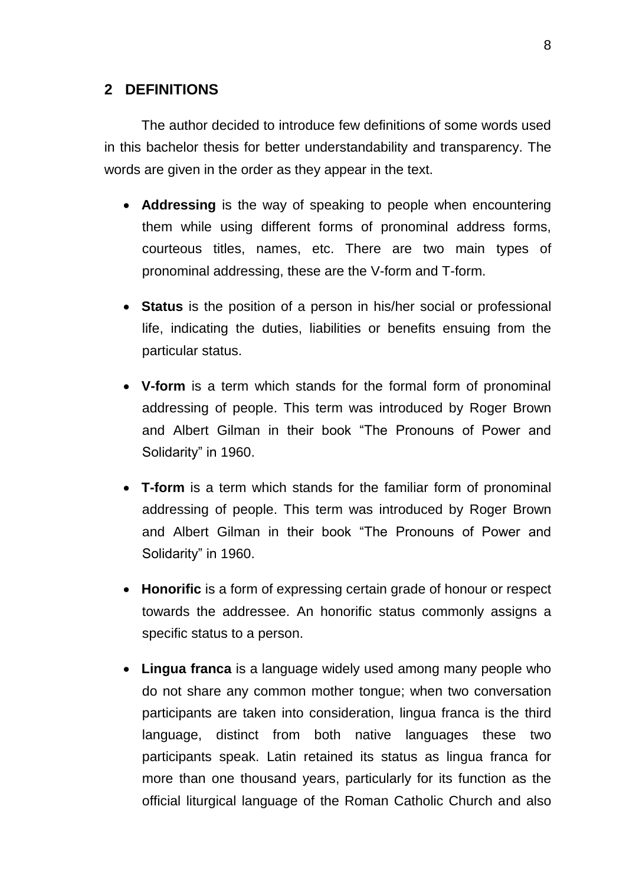## 2 DEFINITIONS

The author decided to introduce few definitions of some words used in this bachelor thesis for better understandability and transparency. The words are given in the order as they appear in the text.

- **Addressing** is the way of speaking to people when encountering them while using different forms of pronominal address forms, courteous titles, names, etc. There are two main types of pronominal addressing, these are the V-form and T-form.

- **Status** is the position of a person in his/her social or professional life, indicating the duties, liabilities or benefits ensuing from the particular status.

- **V-form** is a term which stands for the formal form of pronominal addressing of people. This term was introduced by Roger Brown and Albert Gilman in their book "The Pronouns of Power and Solidarity" in 1960.

- **T-form** is a term which stands for the familiar form of pronominal addressing of people. This term was introduced by Roger Brown and Albert Gilman in their book "The Pronouns of Power and Solidarity" in 1960.

- **Honorific** is a form of expressing certain grade of honour or respect towards the addressee. An honorific status commonly assigns a specific status to a person.

- **Lingua franca** is a language widely used among many people who do not share any common mother tongue; when two conversation participants are taken into consideration, lingua franca is the third language, distinct from both native languages these two participants speak. Latin retained its status as lingua franca for more than one thousand years, particularly for its function as the official liturgical language of the Roman Catholic Church and also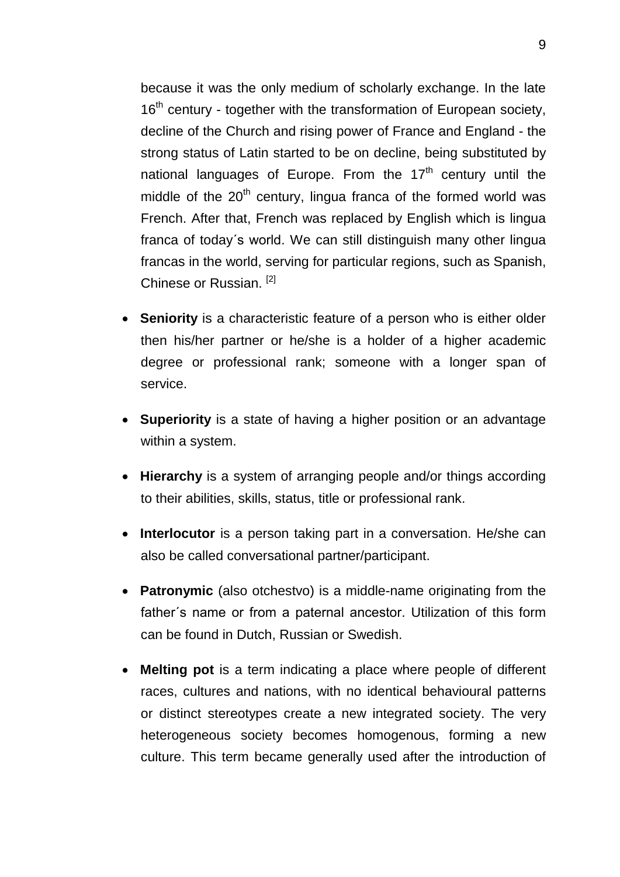because it was the only medium of scholarly exchange. In the late 16th century - together with the transformation of European society, decline of the Church and rising power of France and England - the strong status of Latin started to be on decline, being substituted by national languages of Europe. From the 17th century until the middle of the 20th century, lingua franca of the formed world was French. After that, French was replaced by English which is lingua franca of today´s world. We can still distinguish many other lingua francas in the world, serving for particular regions, such as Spanish, Chinese or Russian. [2]

- **Seniority** is a characteristic feature of a person who is either older then his/her partner or he/she is a holder of a higher academic degree or professional rank; someone with a longer span of service.
- **Superiority** is a state of having a higher position or an advantage within a system.
- **Hierarchy** is a system of arranging people and/or things according to their abilities, skills, status, title or professional rank.
- **Interlocutor** is a person taking part in a conversation. He/she can also be called conversational partner/participant.
- **Patronymic** (also otchestvo) is a middle-name originating from the father´s name or from a paternal ancestor. Utilization of this form can be found in Dutch, Russian or Swedish.
- **Melting pot** is a term indicating a place where people of different races, cultures and nations, with no identical behavioural patterns or distinct stereotypes create a new integrated society. The very heterogeneous society becomes homogenous, forming a new culture. This term became generally used after the introduction of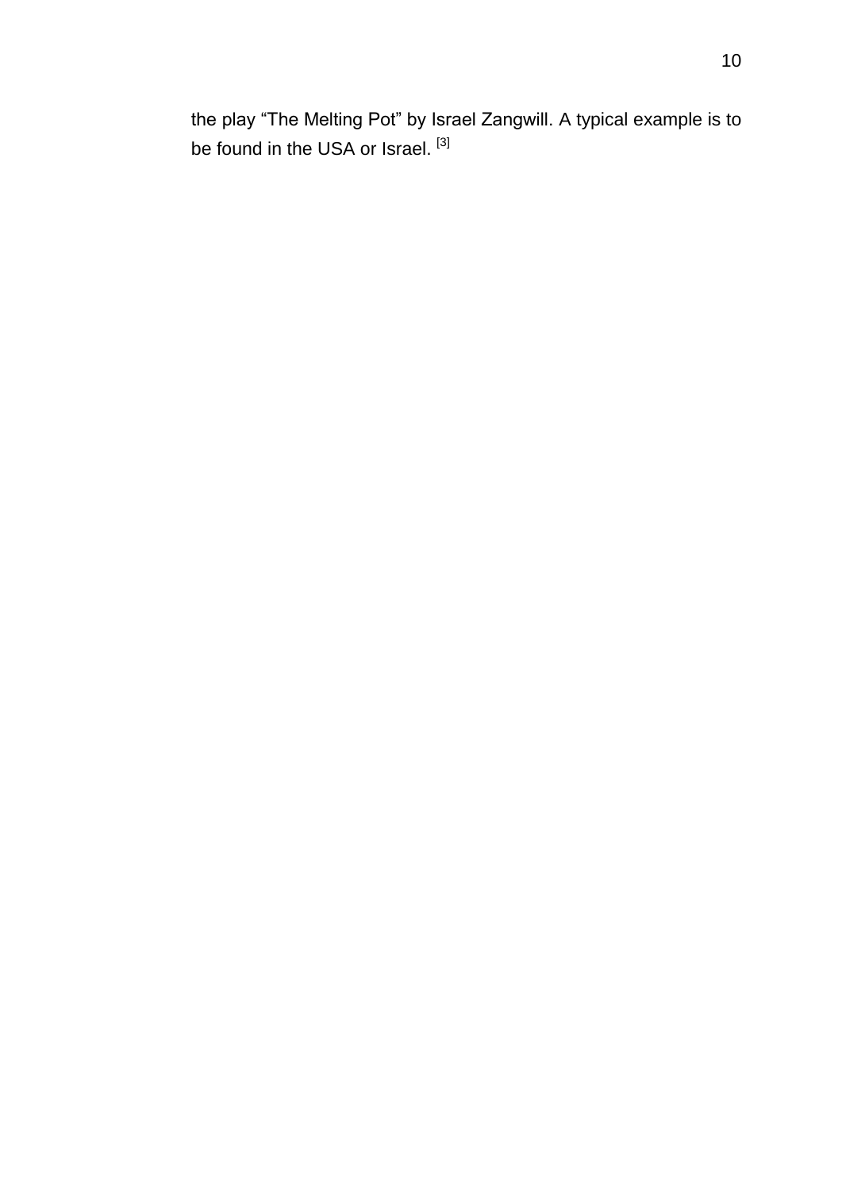the play “The Melting Pot” by Israel Zangwill. A typical example is to be found in the USA or Israel. [3]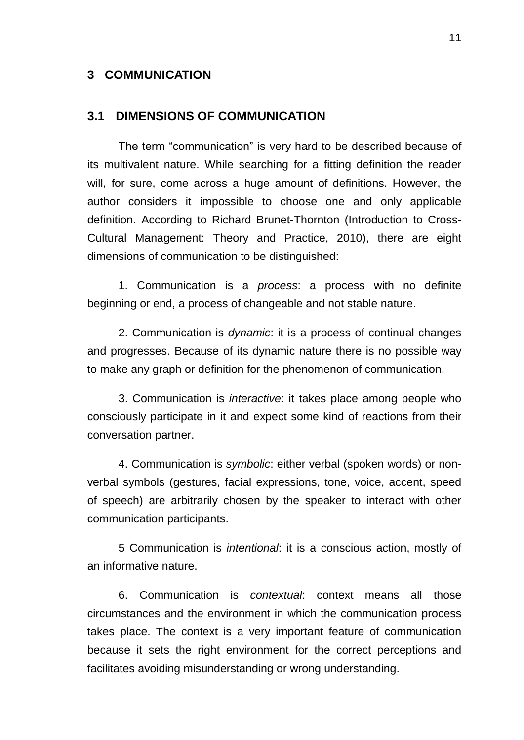# 3 COMMUNICATION

## 3.1 DIMENSIONS OF COMMUNICATION

The term "communication" is very hard to be described because of its multivalent nature. While searching for a fitting definition the reader will, for sure, come across a huge amount of definitions. However, the author considers it impossible to choose one and only applicable definition. According to Richard Brunet-Thornton (Introduction to Cross-Cultural Management: Theory and Practice, 2010), there are eight dimensions of communication to be distinguished:

1. Communication is a *process*: a process with no definite beginning or end, a process of changeable and not stable nature.

2. Communication is *dynamic*: it is a process of continual changes and progresses. Because of its dynamic nature there is no possible way to make any graph or definition for the phenomenon of communication.

3. Communication is *interactive*: it takes place among people who consciously participate in it and expect some kind of reactions from their conversation partner.

4. Communication is *symbolic*: either verbal (spoken words) or non-verbal symbols (gestures, facial expressions, tone, voice, accent, speed of speech) are arbitrarily chosen by the speaker to interact with other communication participants.

5 Communication is *intentional*: it is a conscious action, mostly of an informative nature.

6. Communication is *contextual*: context means all those circumstances and the environment in which the communication process takes place. The context is a very important feature of communication because it sets the right environment for the correct perceptions and facilitates avoiding misunderstanding or wrong understanding.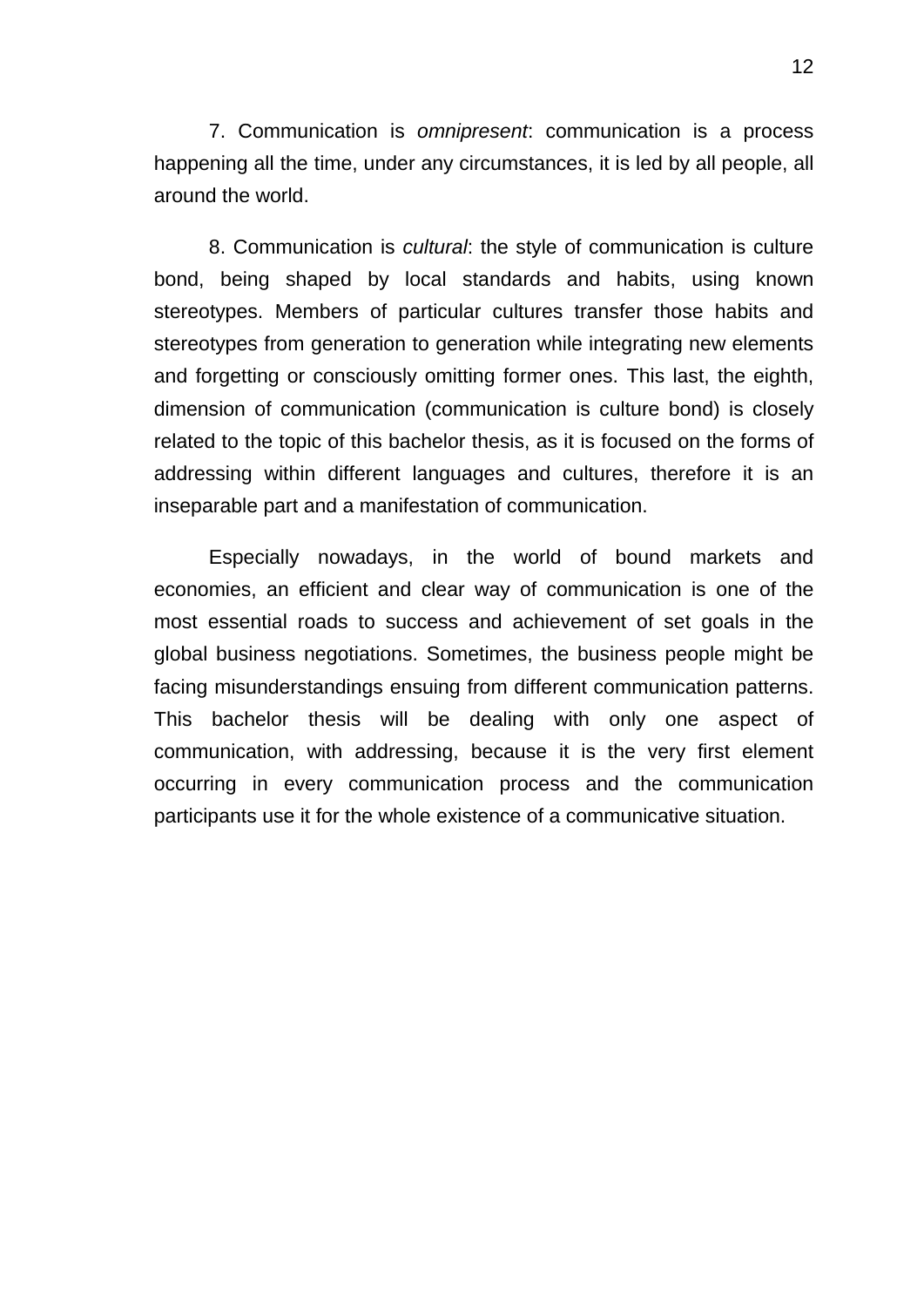7. Communication is *omnipresent*: communication is a process happening all the time, under any circumstances, it is led by all people, all around the world.

8. Communication is *cultural*: the style of communication is culture bond, being shaped by local standards and habits, using known stereotypes. Members of particular cultures transfer those habits and stereotypes from generation to generation while integrating new elements and forgetting or consciously omitting former ones. This last, the eighth, dimension of communication (communication is culture bond) is closely related to the topic of this bachelor thesis, as it is focused on the forms of addressing within different languages and cultures, therefore it is an inseparable part and a manifestation of communication.

Especially nowadays, in the world of bound markets and economies, an efficient and clear way of communication is one of the most essential roads to success and achievement of set goals in the global business negotiations. Sometimes, the business people might be facing misunderstandings ensuing from different communication patterns. This bachelor thesis will be dealing with only one aspect of communication, with addressing, because it is the very first element occurring in every communication process and the communication participants use it for the whole existence of a communicative situation.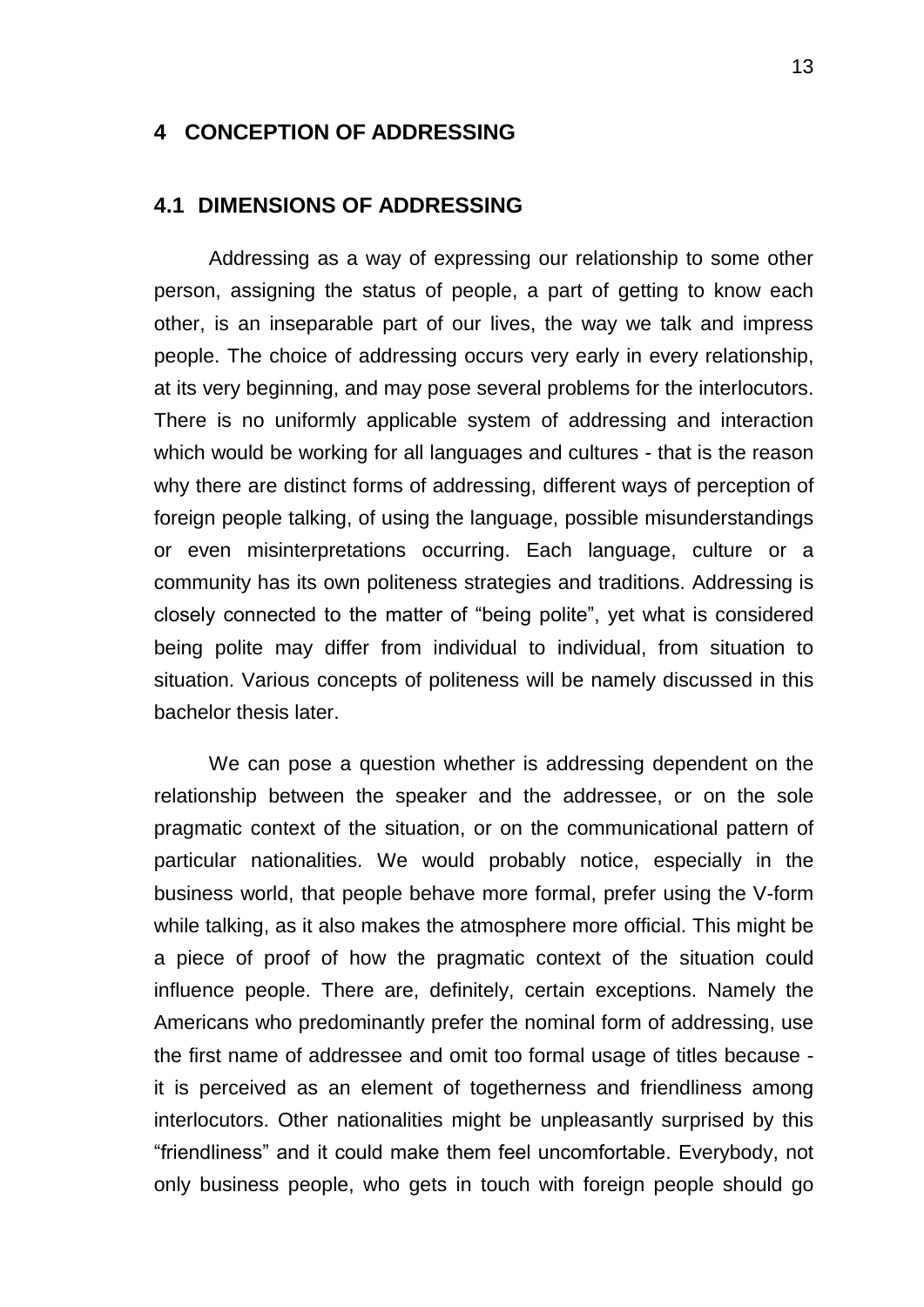# 4 CONCEPTION OF ADDRESSING

## 4.1 DIMENSIONS OF ADDRESSING

Addressing as a way of expressing our relationship to some other person, assigning the status of people, a part of getting to know each other, is an inseparable part of our lives, the way we talk and impress people. The choice of addressing occurs very early in every relationship, at its very beginning, and may pose several problems for the interlocutors. There is no uniformly applicable system of addressing and interaction which would be working for all languages and cultures - that is the reason why there are distinct forms of addressing, different ways of perception of foreign people talking, of using the language, possible misunderstandings or even misinterpretations occurring. Each language, culture or a community has its own politeness strategies and traditions. Addressing is closely connected to the matter of "being polite", yet what is considered being polite may differ from individual to individual, from situation to situation. Various concepts of politeness will be namely discussed in this bachelor thesis later.

We can pose a question whether is addressing dependent on the relationship between the speaker and the addressee, or on the sole pragmatic context of the situation, or on the communicational pattern of particular nationalities. We would probably notice, especially in the business world, that people behave more formal, prefer using the V-form while talking, as it also makes the atmosphere more official. This might be a piece of proof of how the pragmatic context of the situation could influence people. There are, definitely, certain exceptions. Namely the Americans who predominantly prefer the nominal form of addressing, use the first name of addressee and omit too formal usage of titles because - it is perceived as an element of togetherness and friendliness among interlocutors. Other nationalities might be unpleasantly surprised by this "friendliness" and it could make them feel uncomfortable. Everybody, not only business people, who gets in touch with foreign people should go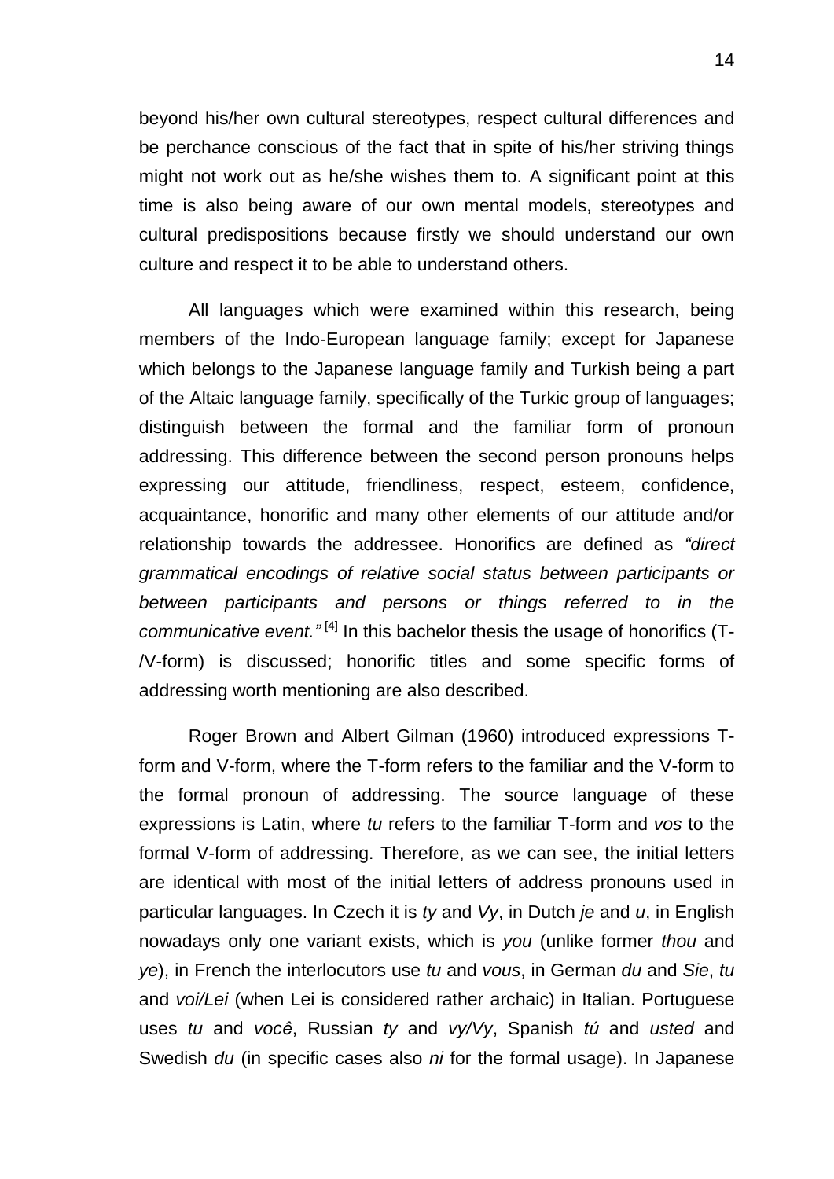beyond his/her own cultural stereotypes, respect cultural differences and be perchance conscious of the fact that in spite of his/her striving things might not work out as he/she wishes them to. A significant point at this time is also being aware of our own mental models, stereotypes and cultural predispositions because firstly we should understand our own culture and respect it to be able to understand others.

All languages which were examined within this research, being members of the Indo-European language family; except for Japanese which belongs to the Japanese language family and Turkish being a part of the Altaic language family, specifically of the Turkic group of languages; distinguish between the formal and the familiar form of pronoun addressing. This difference between the second person pronouns helps expressing our attitude, friendliness, respect, esteem, confidence, acquaintance, honorific and many other elements of our attitude and/or relationship towards the addressee. Honorifics are defined as *"direct grammatical encodings of relative social status between participants or between participants and persons or things referred to in the communicative event."* [4] In this bachelor thesis the usage of honorifics (T-/V-form) is discussed; honorific titles and some specific forms of addressing worth mentioning are also described.

Roger Brown and Albert Gilman (1960) introduced expressions T-form and V-form, where the T-form refers to the familiar and the V-form to the formal pronoun of addressing. The source language of these expressions is Latin, where *tu* refers to the familiar T-form and *vos* to the formal V-form of addressing. Therefore, as we can see, the initial letters are identical with most of the initial letters of address pronouns used in particular languages. In Czech it is *ty* and *Vy*, in Dutch *je* and *u*, in English nowadays only one variant exists, which is *you* (unlike former *thou* and *ye*), in French the interlocutors use *tu* and *vous*, in German *du* and *Sie*, *tu* and *voi/Lei* (when Lei is considered rather archaic) in Italian. Portuguese uses *tu* and *você*, Russian *ty* and *vy/Vy*, Spanish *tú* and *usted* and Swedish *du* (in specific cases also *ni* for the formal usage). In Japanese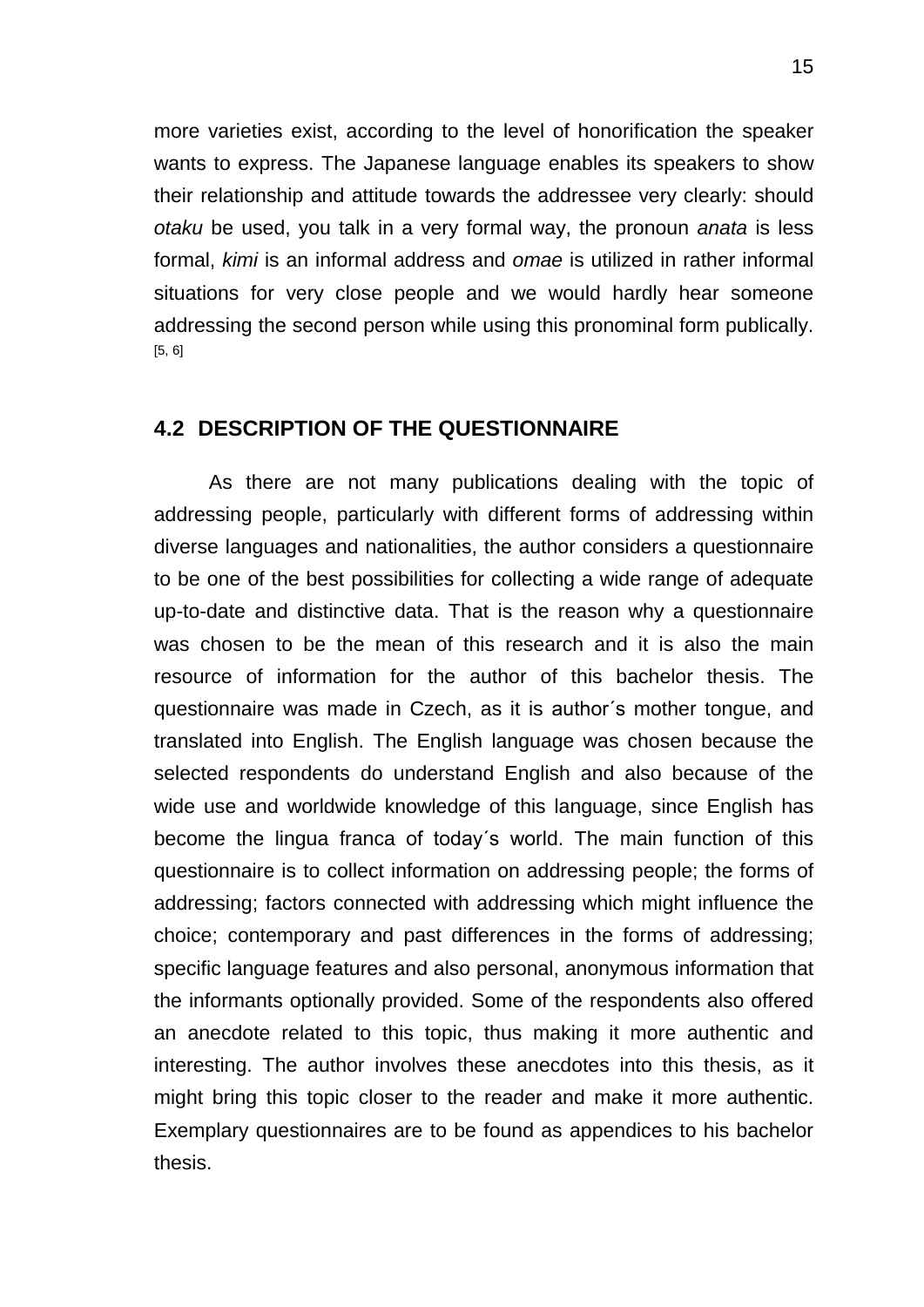more varieties exist, according to the level of honorification the speaker wants to express. The Japanese language enables its speakers to show their relationship and attitude towards the addressee very clearly: should *otaku* be used, you talk in a very formal way, the pronoun *anata* is less formal, *kimi* is an informal address and *omae* is utilized in rather informal situations for very close people and we would hardly hear someone addressing the second person while using this pronominal form publically. [5, 6]

## 4.2 DESCRIPTION OF THE QUESTIONNAIRE

As there are not many publications dealing with the topic of addressing people, particularly with different forms of addressing within diverse languages and nationalities, the author considers a questionnaire to be one of the best possibilities for collecting a wide range of adequate up-to-date and distinctive data. That is the reason why a questionnaire was chosen to be the mean of this research and it is also the main resource of information for the author of this bachelor thesis. The questionnaire was made in Czech, as it is author´s mother tongue, and translated into English. The English language was chosen because the selected respondents do understand English and also because of the wide use and worldwide knowledge of this language, since English has become the lingua franca of today´s world. The main function of this questionnaire is to collect information on addressing people; the forms of addressing; factors connected with addressing which might influence the choice; contemporary and past differences in the forms of addressing; specific language features and also personal, anonymous information that the informants optionally provided. Some of the respondents also offered an anecdote related to this topic, thus making it more authentic and interesting. The author involves these anecdotes into this thesis, as it might bring this topic closer to the reader and make it more authentic. Exemplary questionnaires are to be found as appendices to his bachelor thesis.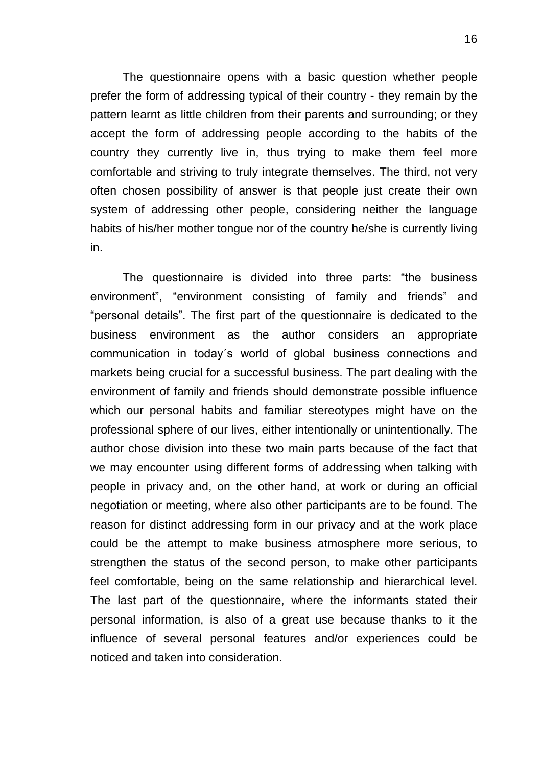The questionnaire opens with a basic question whether people prefer the form of addressing typical of their country - they remain by the pattern learnt as little children from their parents and surrounding; or they accept the form of addressing people according to the habits of the country they currently live in, thus trying to make them feel more comfortable and striving to truly integrate themselves. The third, not very often chosen possibility of answer is that people just create their own system of addressing other people, considering neither the language habits of his/her mother tongue nor of the country he/she is currently living in.

The questionnaire is divided into three parts: “the business environment”, “environment consisting of family and friends” and “personal details”. The first part of the questionnaire is dedicated to the business environment as the author considers an appropriate communication in today´s world of global business connections and markets being crucial for a successful business. The part dealing with the environment of family and friends should demonstrate possible influence which our personal habits and familiar stereotypes might have on the professional sphere of our lives, either intentionally or unintentionally. The author chose division into these two main parts because of the fact that we may encounter using different forms of addressing when talking with people in privacy and, on the other hand, at work or during an official negotiation or meeting, where also other participants are to be found. The reason for distinct addressing form in our privacy and at the work place could be the attempt to make business atmosphere more serious, to strengthen the status of the second person, to make other participants feel comfortable, being on the same relationship and hierarchical level. The last part of the questionnaire, where the informants stated their personal information, is also of a great use because thanks to it the influence of several personal features and/or experiences could be noticed and taken into consideration.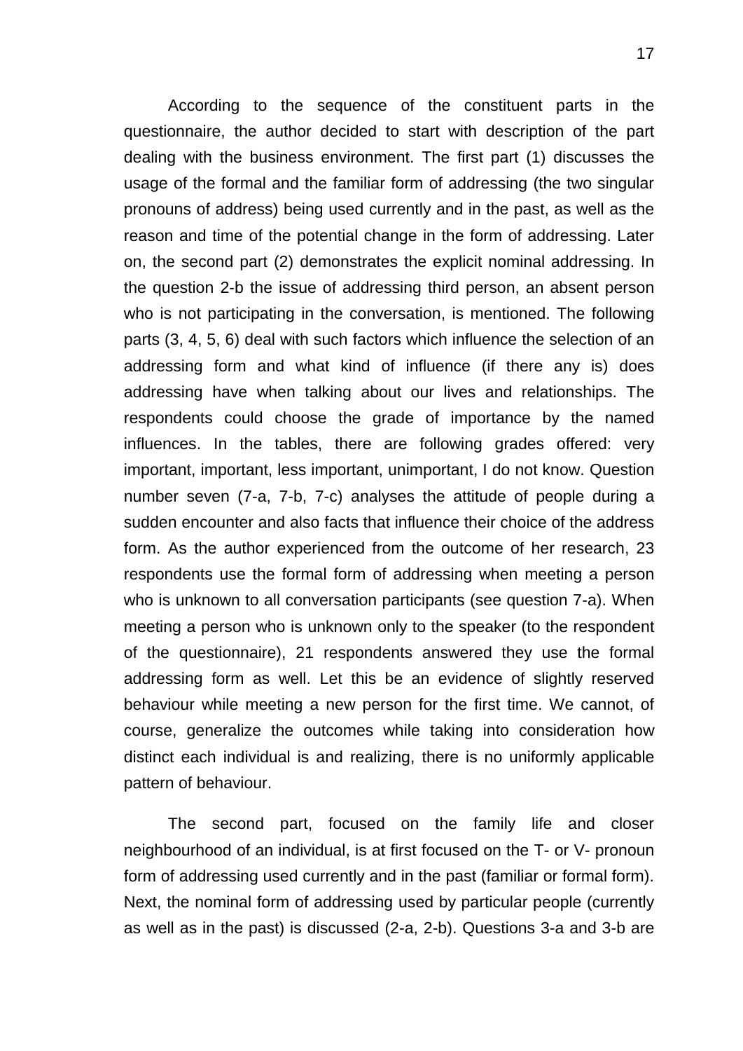According to the sequence of the constituent parts in the questionnaire, the author decided to start with description of the part dealing with the business environment. The first part (1) discusses the usage of the formal and the familiar form of addressing (the two singular pronouns of address) being used currently and in the past, as well as the reason and time of the potential change in the form of addressing. Later on, the second part (2) demonstrates the explicit nominal addressing. In the question 2-b the issue of addressing third person, an absent person who is not participating in the conversation, is mentioned. The following parts (3, 4, 5, 6) deal with such factors which influence the selection of an addressing form and what kind of influence (if there any is) does addressing have when talking about our lives and relationships. The respondents could choose the grade of importance by the named influences. In the tables, there are following grades offered: very important, important, less important, unimportant, I do not know. Question number seven (7-a, 7-b, 7-c) analyses the attitude of people during a sudden encounter and also facts that influence their choice of the address form. As the author experienced from the outcome of her research, 23 respondents use the formal form of addressing when meeting a person who is unknown to all conversation participants (see question 7-a). When meeting a person who is unknown only to the speaker (to the respondent of the questionnaire), 21 respondents answered they use the formal addressing form as well. Let this be an evidence of slightly reserved behaviour while meeting a new person for the first time. We cannot, of course, generalize the outcomes while taking into consideration how distinct each individual is and realizing, there is no uniformly applicable pattern of behaviour.

The second part, focused on the family life and closer neighbourhood of an individual, is at first focused on the T- or V- pronoun form of addressing used currently and in the past (familiar or formal form). Next, the nominal form of addressing used by particular people (currently as well as in the past) is discussed (2-a, 2-b). Questions 3-a and 3-b are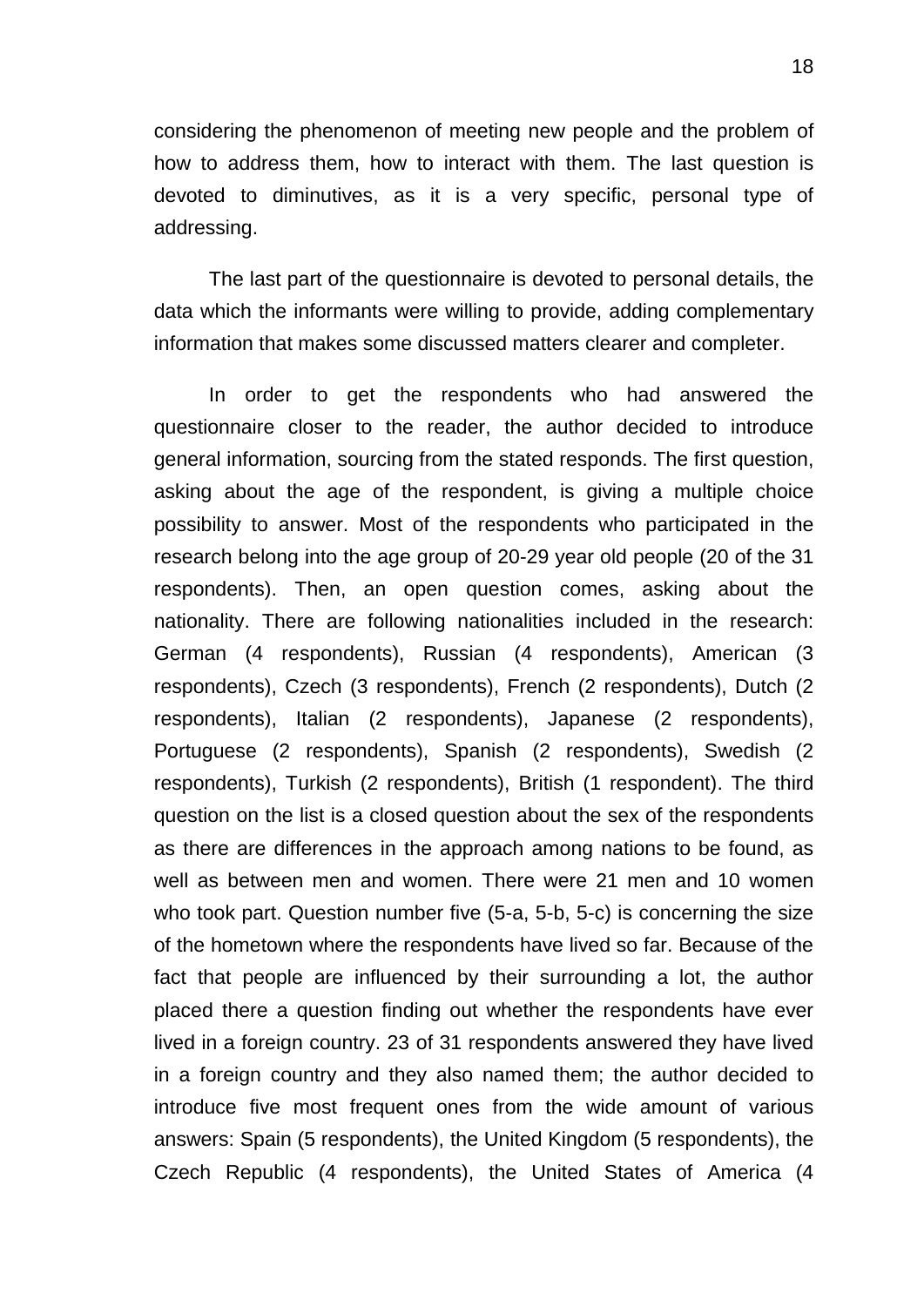considering the phenomenon of meeting new people and the problem of how to address them, how to interact with them. The last question is devoted to diminutives, as it is a very specific, personal type of addressing.

The last part of the questionnaire is devoted to personal details, the data which the informants were willing to provide, adding complementary information that makes some discussed matters clearer and completer.

In order to get the respondents who had answered the questionnaire closer to the reader, the author decided to introduce general information, sourcing from the stated responds. The first question, asking about the age of the respondent, is giving a multiple choice possibility to answer. Most of the respondents who participated in the research belong into the age group of 20-29 year old people (20 of the 31 respondents). Then, an open question comes, asking about the nationality. There are following nationalities included in the research: German (4 respondents), Russian (4 respondents), American (3 respondents), Czech (3 respondents), French (2 respondents), Dutch (2 respondents), Italian (2 respondents), Japanese (2 respondents), Portuguese (2 respondents), Spanish (2 respondents), Swedish (2 respondents), Turkish (2 respondents), British (1 respondent). The third question on the list is a closed question about the sex of the respondents as there are differences in the approach among nations to be found, as well as between men and women. There were 21 men and 10 women who took part. Question number five (5-a, 5-b, 5-c) is concerning the size of the hometown where the respondents have lived so far. Because of the fact that people are influenced by their surrounding a lot, the author placed there a question finding out whether the respondents have ever lived in a foreign country. 23 of 31 respondents answered they have lived in a foreign country and they also named them; the author decided to introduce five most frequent ones from the wide amount of various answers: Spain (5 respondents), the United Kingdom (5 respondents), the Czech Republic (4 respondents), the United States of America (4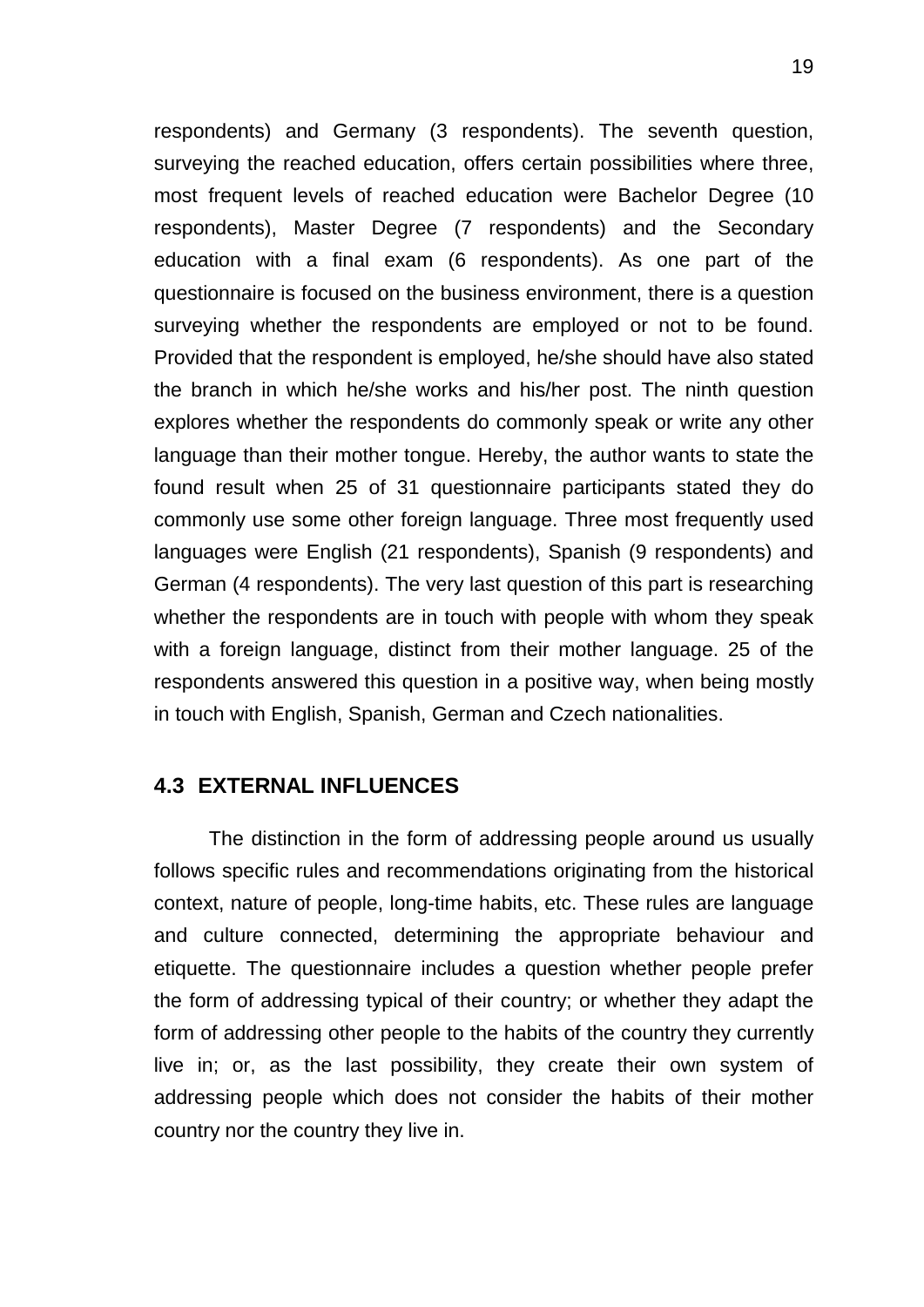respondents) and Germany (3 respondents). The seventh question, surveying the reached education, offers certain possibilities where three, most frequent levels of reached education were Bachelor Degree (10 respondents), Master Degree (7 respondents) and the Secondary education with a final exam (6 respondents). As one part of the questionnaire is focused on the business environment, there is a question surveying whether the respondents are employed or not to be found. Provided that the respondent is employed, he/she should have also stated the branch in which he/she works and his/her post. The ninth question explores whether the respondents do commonly speak or write any other language than their mother tongue. Hereby, the author wants to state the found result when 25 of 31 questionnaire participants stated they do commonly use some other foreign language. Three most frequently used languages were English (21 respondents), Spanish (9 respondents) and German (4 respondents). The very last question of this part is researching whether the respondents are in touch with people with whom they speak with a foreign language, distinct from their mother language. 25 of the respondents answered this question in a positive way, when being mostly in touch with English, Spanish, German and Czech nationalities.

## 4.3 EXTERNAL INFLUENCES

The distinction in the form of addressing people around us usually follows specific rules and recommendations originating from the historical context, nature of people, long-time habits, etc. These rules are language and culture connected, determining the appropriate behaviour and etiquette. The questionnaire includes a question whether people prefer the form of addressing typical of their country; or whether they adapt the form of addressing other people to the habits of the country they currently live in; or, as the last possibility, they create their own system of addressing people which does not consider the habits of their mother country nor the country they live in.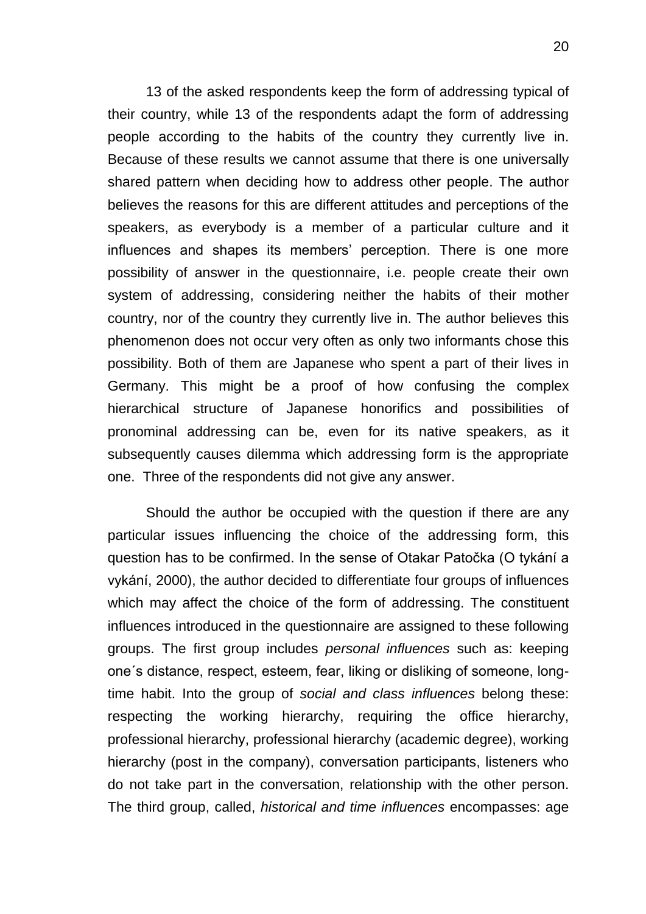13 of the asked respondents keep the form of addressing typical of their country, while 13 of the respondents adapt the form of addressing people according to the habits of the country they currently live in. Because of these results we cannot assume that there is one universally shared pattern when deciding how to address other people. The author believes the reasons for this are different attitudes and perceptions of the speakers, as everybody is a member of a particular culture and it influences and shapes its members' perception. There is one more possibility of answer in the questionnaire, i.e. people create their own system of addressing, considering neither the habits of their mother country, nor of the country they currently live in. The author believes this phenomenon does not occur very often as only two informants chose this possibility. Both of them are Japanese who spent a part of their lives in Germany. This might be a proof of how confusing the complex hierarchical structure of Japanese honorifics and possibilities of pronominal addressing can be, even for its native speakers, as it subsequently causes dilemma which addressing form is the appropriate one. Three of the respondents did not give any answer.

Should the author be occupied with the question if there are any particular issues influencing the choice of the addressing form, this question has to be confirmed. In the sense of Otakar Patočka (O tykání a vykání, 2000), the author decided to differentiate four groups of influences which may affect the choice of the form of addressing. The constituent influences introduced in the questionnaire are assigned to these following groups. The first group includes *personal influences* such as: keeping one´s distance, respect, esteem, fear, liking or disliking of someone, long-time habit. Into the group of *social and class influences* belong these: respecting the working hierarchy, requiring the office hierarchy, professional hierarchy, professional hierarchy (academic degree), working hierarchy (post in the company), conversation participants, listeners who do not take part in the conversation, relationship with the other person. The third group, called, *historical and time influences* encompasses: age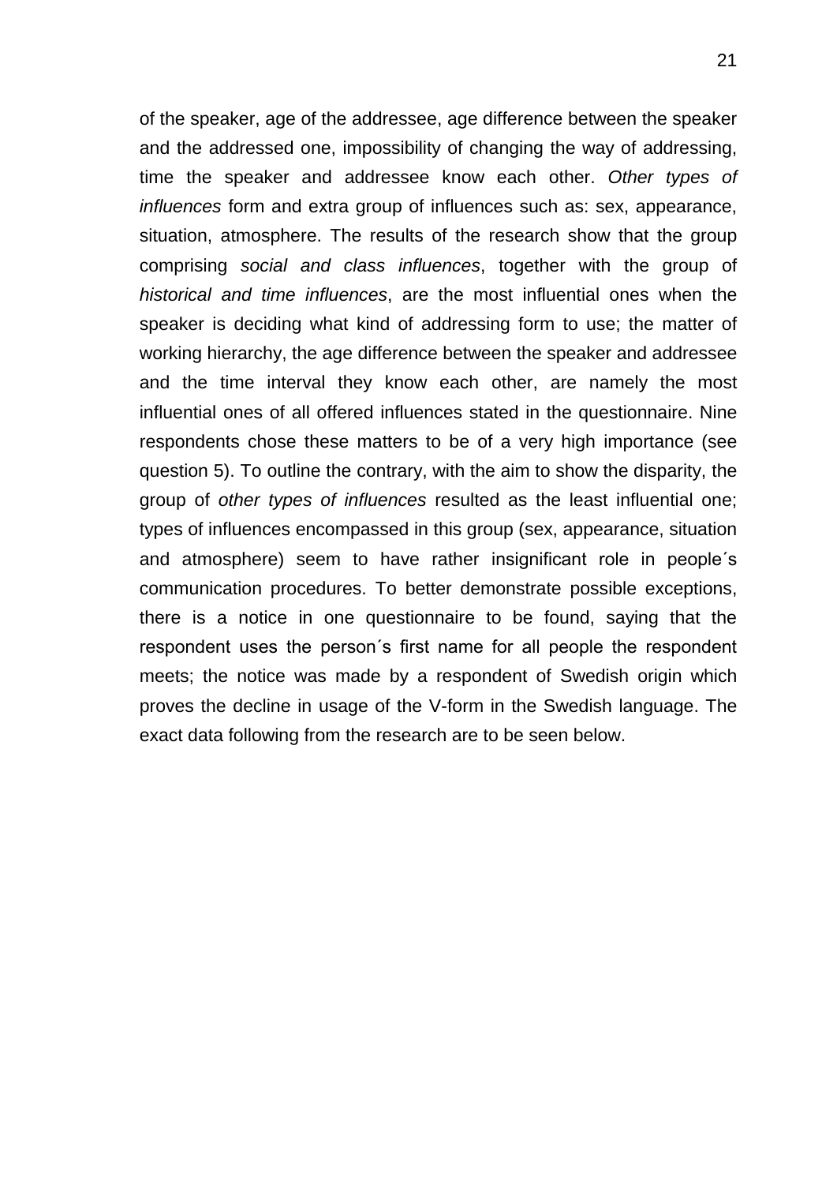of the speaker, age of the addressee, age difference between the speaker and the addressed one, impossibility of changing the way of addressing, time the speaker and addressee know each other. *Other types of influences* form and extra group of influences such as: sex, appearance, situation, atmosphere. The results of the research show that the group comprising *social and class influences*, together with the group of *historical and time influences*, are the most influential ones when the speaker is deciding what kind of addressing form to use; the matter of working hierarchy, the age difference between the speaker and addressee and the time interval they know each other, are namely the most influential ones of all offered influences stated in the questionnaire. Nine respondents chose these matters to be of a very high importance (see question 5). To outline the contrary, with the aim to show the disparity, the group of *other types of influences* resulted as the least influential one; types of influences encompassed in this group (sex, appearance, situation and atmosphere) seem to have rather insignificant role in people´s communication procedures. To better demonstrate possible exceptions, there is a notice in one questionnaire to be found, saying that the respondent uses the person´s first name for all people the respondent meets; the notice was made by a respondent of Swedish origin which proves the decline in usage of the V-form in the Swedish language. The exact data following from the research are to be seen below.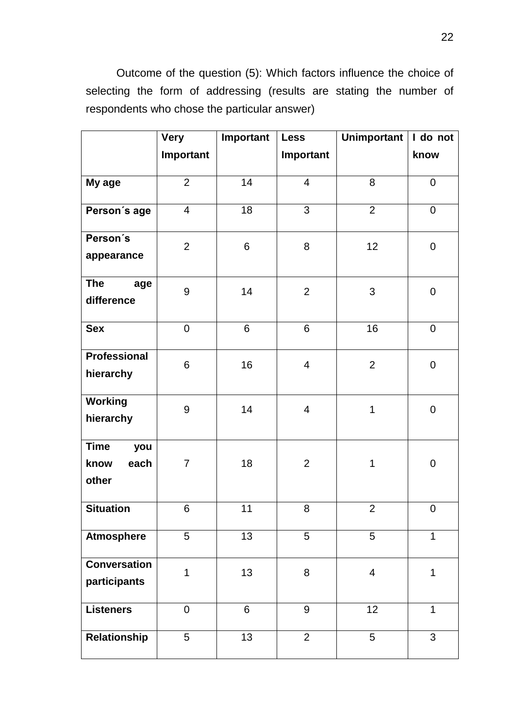Outcome of the question (5): Which factors influence the choice of selecting the form of addressing (results are stating the number of respondents who chose the particular answer)

| | Very Important | Important | Less Important | Unimportant | I do not know |
|---|---|---|---|---|---|
| **My age** | 2 | 14 | 4 | 8 | 0 |
| **Person´s age** | 4 | 18 | 3 | 2 | 0 |
| **Person´s appearance** | 2 | 6 | 8 | 12 | 0 |
| **The age difference** | 9 | 14 | 2 | 3 | 0 |
| **Sex** | 0 | 6 | 6 | 16 | 0 |
| **Professional hierarchy** | 6 | 16 | 4 | 2 | 0 |
| **Working hierarchy** | 9 | 14 | 4 | 1 | 0 |
| **Time you know each other** | 7 | 18 | 2 | 1 | 0 |
| **Situation** | 6 | 11 | 8 | 2 | 0 |
| **Atmosphere** | 5 | 13 | 5 | 5 | 1 |
| **Conversation participants** | 1 | 13 | 8 | 4 | 1 |
| **Listeners** | 0 | 6 | 9 | 12 | 1 |
| **Relationship** | 5 | 13 | 2 | 5 | 3 |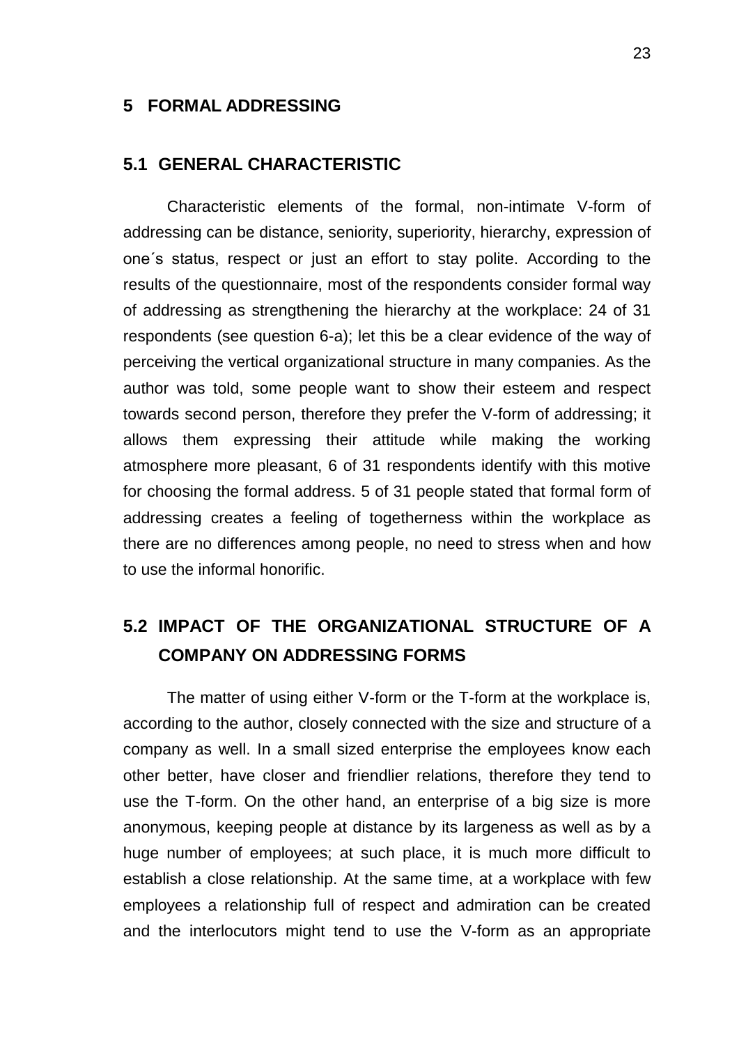# 5 FORMAL ADDRESSING

## 5.1 GENERAL CHARACTERISTIC

Characteristic elements of the formal, non-intimate V-form of addressing can be distance, seniority, superiority, hierarchy, expression of one´s status, respect or just an effort to stay polite. According to the results of the questionnaire, most of the respondents consider formal way of addressing as strengthening the hierarchy at the workplace: 24 of 31 respondents (see question 6-a); let this be a clear evidence of the way of perceiving the vertical organizational structure in many companies. As the author was told, some people want to show their esteem and respect towards second person, therefore they prefer the V-form of addressing; it allows them expressing their attitude while making the working atmosphere more pleasant, 6 of 31 respondents identify with this motive for choosing the formal address. 5 of 31 people stated that formal form of addressing creates a feeling of togetherness within the workplace as there are no differences among people, no need to stress when and how to use the informal honorific.

## 5.2 IMPACT OF THE ORGANIZATIONAL STRUCTURE OF A COMPANY ON ADDRESSING FORMS

The matter of using either V-form or the T-form at the workplace is, according to the author, closely connected with the size and structure of a company as well. In a small sized enterprise the employees know each other better, have closer and friendlier relations, therefore they tend to use the T-form. On the other hand, an enterprise of a big size is more anonymous, keeping people at distance by its largeness as well as by a huge number of employees; at such place, it is much more difficult to establish a close relationship. At the same time, at a workplace with few employees a relationship full of respect and admiration can be created and the interlocutors might tend to use the V-form as an appropriate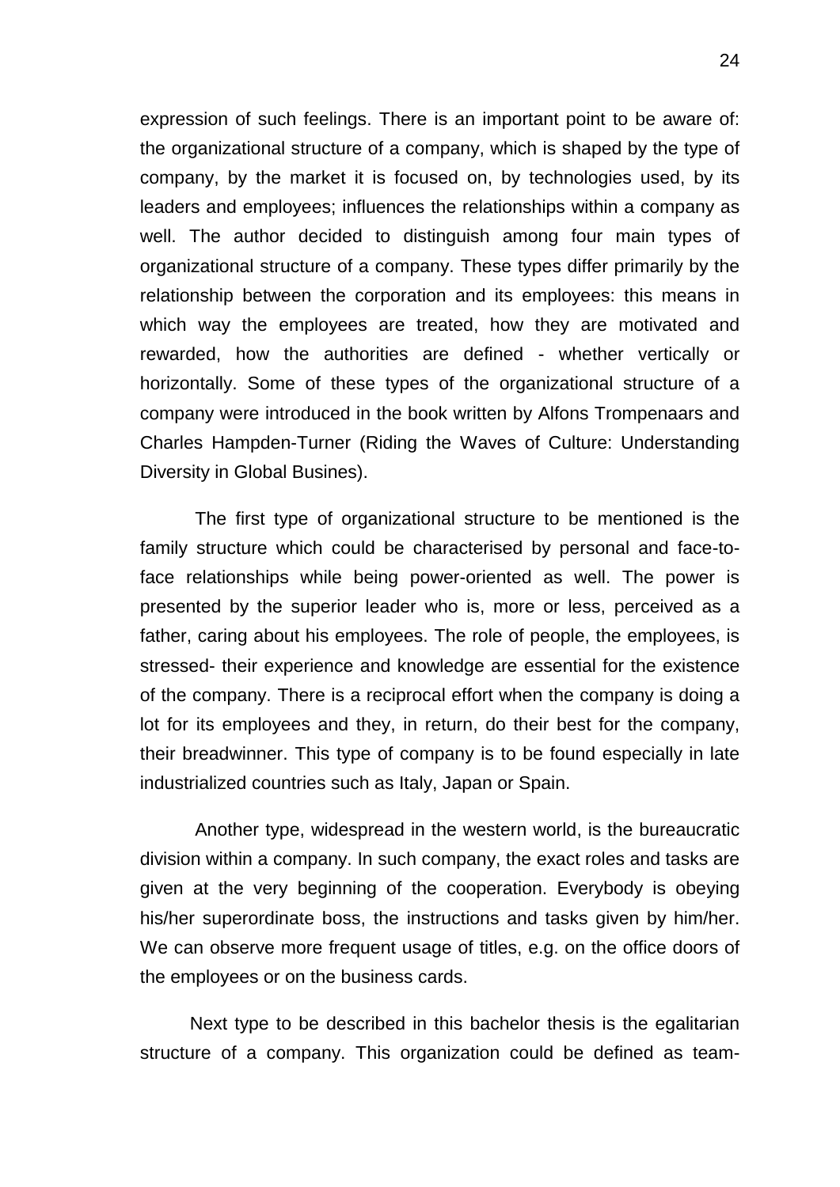expression of such feelings. There is an important point to be aware of: the organizational structure of a company, which is shaped by the type of company, by the market it is focused on, by technologies used, by its leaders and employees; influences the relationships within a company as well. The author decided to distinguish among four main types of organizational structure of a company. These types differ primarily by the relationship between the corporation and its employees: this means in which way the employees are treated, how they are motivated and rewarded, how the authorities are defined - whether vertically or horizontally. Some of these types of the organizational structure of a company were introduced in the book written by Alfons Trompenaars and Charles Hampden-Turner (Riding the Waves of Culture: Understanding Diversity in Global Busines).

The first type of organizational structure to be mentioned is the family structure which could be characterised by personal and face-to-face relationships while being power-oriented as well. The power is presented by the superior leader who is, more or less, perceived as a father, caring about his employees. The role of people, the employees, is stressed- their experience and knowledge are essential for the existence of the company. There is a reciprocal effort when the company is doing a lot for its employees and they, in return, do their best for the company, their breadwinner. This type of company is to be found especially in late industrialized countries such as Italy, Japan or Spain.

Another type, widespread in the western world, is the bureaucratic division within a company. In such company, the exact roles and tasks are given at the very beginning of the cooperation. Everybody is obeying his/her superordinate boss, the instructions and tasks given by him/her. We can observe more frequent usage of titles, e.g. on the office doors of the employees or on the business cards.

Next type to be described in this bachelor thesis is the egalitarian structure of a company. This organization could be defined as team-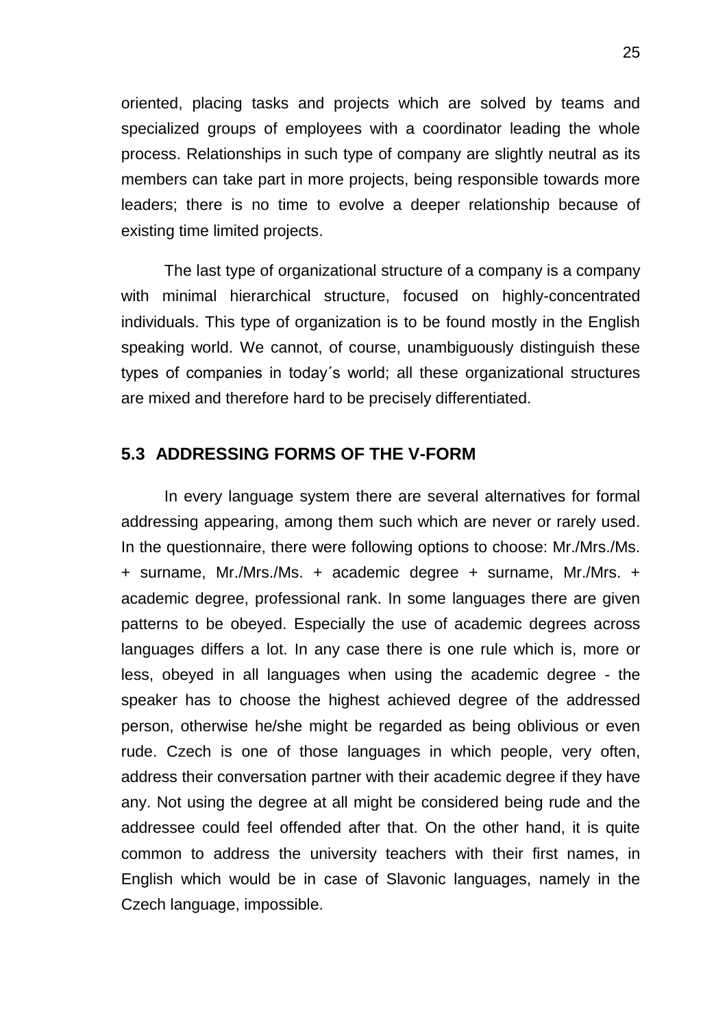oriented, placing tasks and projects which are solved by teams and specialized groups of employees with a coordinator leading the whole process. Relationships in such type of company are slightly neutral as its members can take part in more projects, being responsible towards more leaders; there is no time to evolve a deeper relationship because of existing time limited projects.

The last type of organizational structure of a company is a company with minimal hierarchical structure, focused on highly-concentrated individuals. This type of organization is to be found mostly in the English speaking world. We cannot, of course, unambiguously distinguish these types of companies in today´s world; all these organizational structures are mixed and therefore hard to be precisely differentiated.

### 5.3 ADDRESSING FORMS OF THE V-FORM

In every language system there are several alternatives for formal addressing appearing, among them such which are never or rarely used. In the questionnaire, there were following options to choose: Mr./Mrs./Ms. + surname, Mr./Mrs./Ms. + academic degree + surname, Mr./Mrs. + academic degree, professional rank. In some languages there are given patterns to be obeyed. Especially the use of academic degrees across languages differs a lot. In any case there is one rule which is, more or less, obeyed in all languages when using the academic degree - the speaker has to choose the highest achieved degree of the addressed person, otherwise he/she might be regarded as being oblivious or even rude. Czech is one of those languages in which people, very often, address their conversation partner with their academic degree if they have any. Not using the degree at all might be considered being rude and the addressee could feel offended after that. On the other hand, it is quite common to address the university teachers with their first names, in English which would be in case of Slavonic languages, namely in the Czech language, impossible.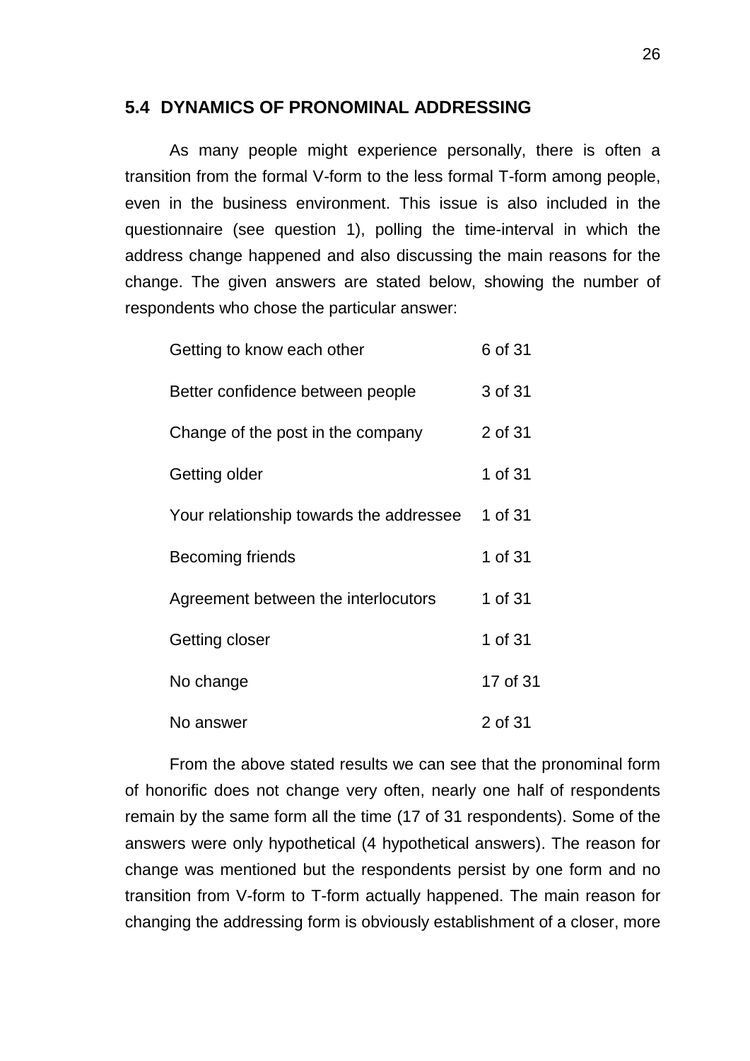## 5.4 DYNAMICS OF PRONOMINAL ADDRESSING

As many people might experience personally, there is often a transition from the formal V-form to the less formal T-form among people, even in the business environment. This issue is also included in the questionnaire (see question 1), polling the time-interval in which the address change happened and also discussing the main reasons for the change. The given answers are stated below, showing the number of respondents who chose the particular answer:

| | |
|---|---|
| Getting to know each other | 6 of 31 |
| Better confidence between people | 3 of 31 |
| Change of the post in the company | 2 of 31 |
| Getting older | 1 of 31 |
| Your relationship towards the addressee | 1 of 31 |
| Becoming friends | 1 of 31 |
| Agreement between the interlocutors | 1 of 31 |
| Getting closer | 1 of 31 |
| No change | 17 of 31 |
| No answer | 2 of 31 |

From the above stated results we can see that the pronominal form of honorific does not change very often, nearly one half of respondents remain by the same form all the time (17 of 31 respondents). Some of the answers were only hypothetical (4 hypothetical answers). The reason for change was mentioned but the respondents persist by one form and no transition from V-form to T-form actually happened. The main reason for changing the addressing form is obviously establishment of a closer, more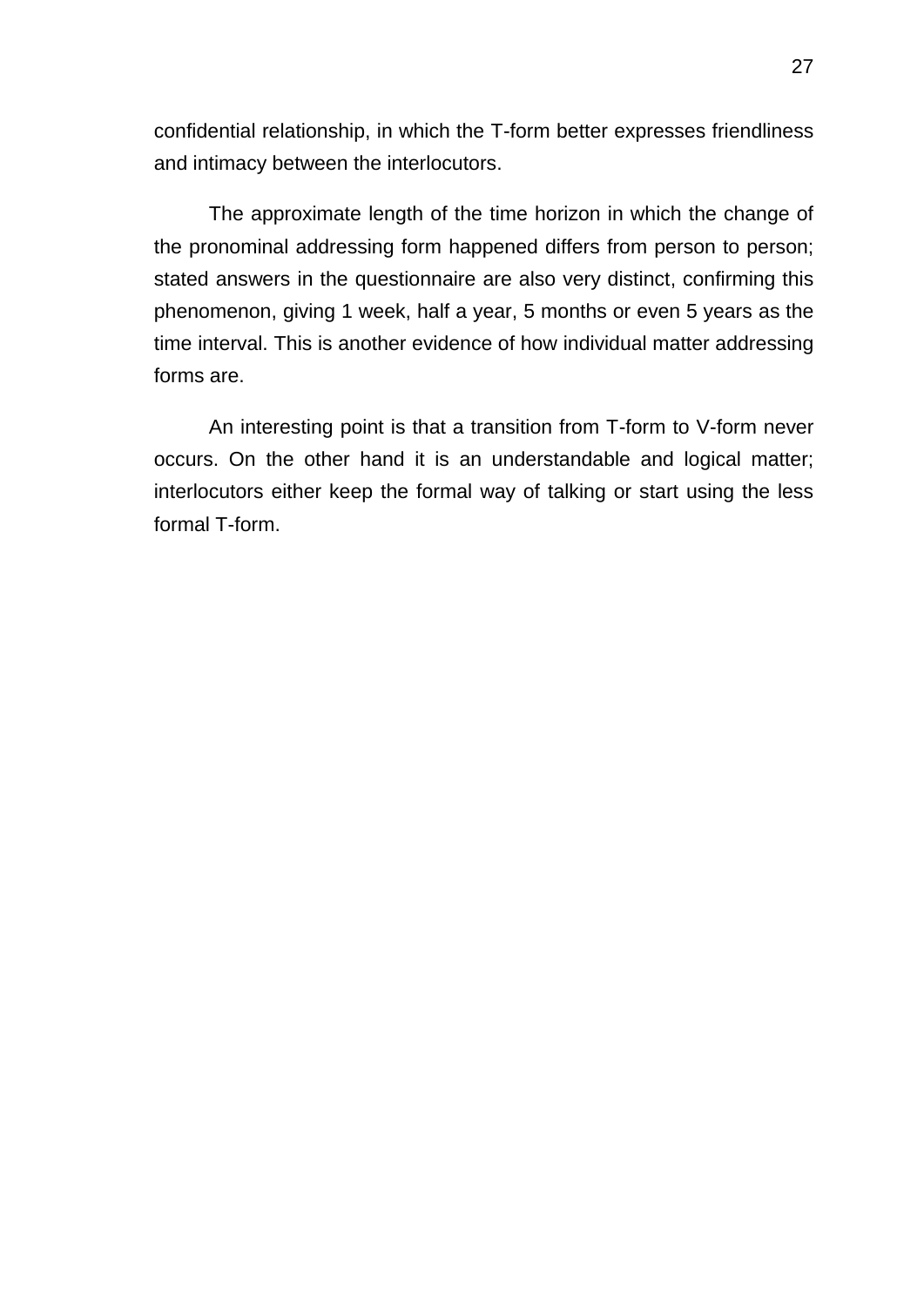confidential relationship, in which the T-form better expresses friendliness and intimacy between the interlocutors.

The approximate length of the time horizon in which the change of the pronominal addressing form happened differs from person to person; stated answers in the questionnaire are also very distinct, confirming this phenomenon, giving 1 week, half a year, 5 months or even 5 years as the time interval. This is another evidence of how individual matter addressing forms are.

An interesting point is that a transition from T-form to V-form never occurs. On the other hand it is an understandable and logical matter; interlocutors either keep the formal way of talking or start using the less formal T-form.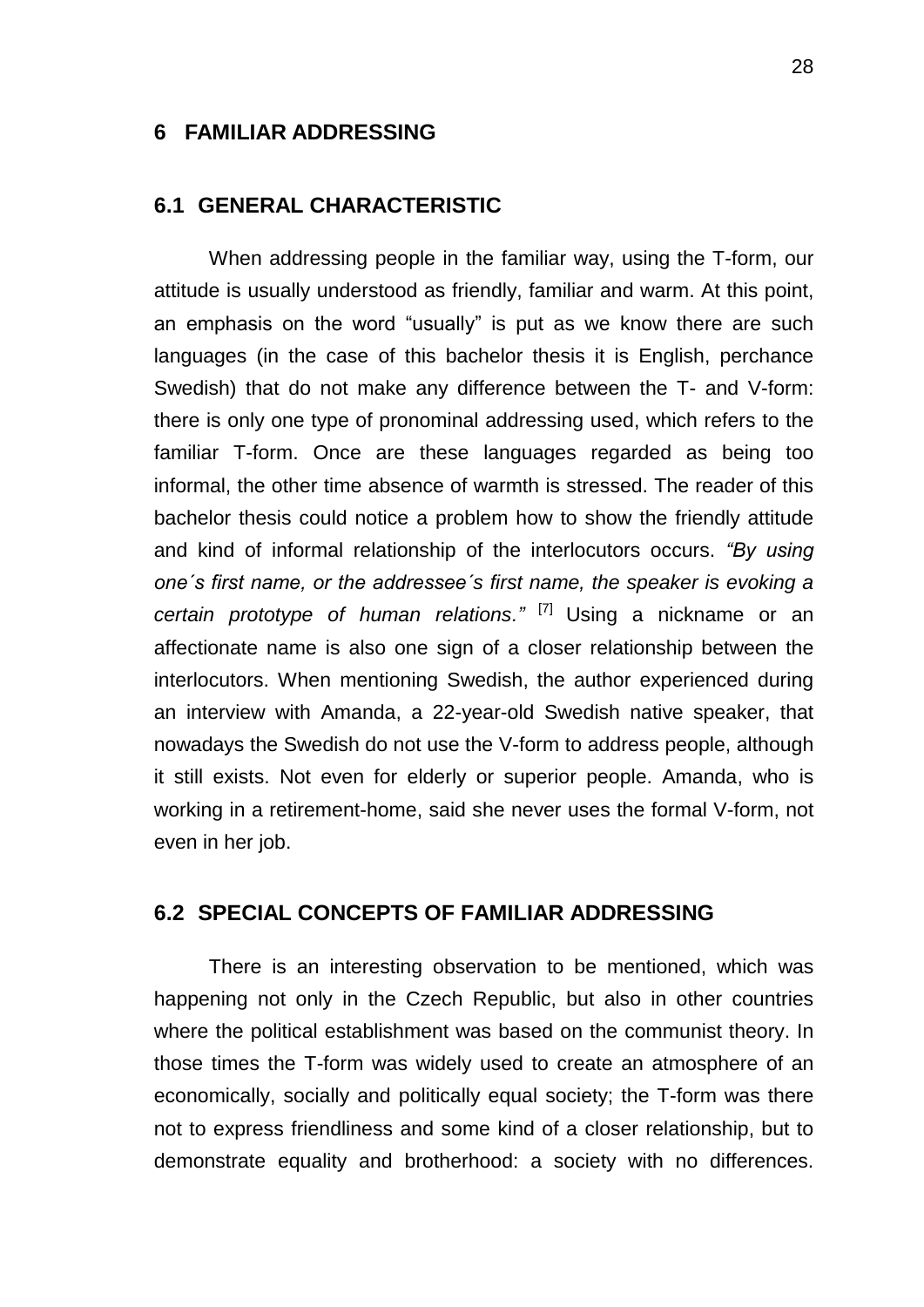# 6 FAMILIAR ADDRESSING

## 6.1 GENERAL CHARACTERISTIC

When addressing people in the familiar way, using the T-form, our attitude is usually understood as friendly, familiar and warm. At this point, an emphasis on the word "usually" is put as we know there are such languages (in the case of this bachelor thesis it is English, perchance Swedish) that do not make any difference between the T- and V-form: there is only one type of pronominal addressing used, which refers to the familiar T-form. Once are these languages regarded as being too informal, the other time absence of warmth is stressed. The reader of this bachelor thesis could notice a problem how to show the friendly attitude and kind of informal relationship of the interlocutors occurs. *"By using one´s first name, or the addressee´s first name, the speaker is evoking a certain prototype of human relations."* [7] Using a nickname or an affectionate name is also one sign of a closer relationship between the interlocutors. When mentioning Swedish, the author experienced during an interview with Amanda, a 22-year-old Swedish native speaker, that nowadays the Swedish do not use the V-form to address people, although it still exists. Not even for elderly or superior people. Amanda, who is working in a retirement-home, said she never uses the formal V-form, not even in her job.

## 6.2 SPECIAL CONCEPTS OF FAMILIAR ADDRESSING

There is an interesting observation to be mentioned, which was happening not only in the Czech Republic, but also in other countries where the political establishment was based on the communist theory. In those times the T-form was widely used to create an atmosphere of an economically, socially and politically equal society; the T-form was there not to express friendliness and some kind of a closer relationship, but to demonstrate equality and brotherhood: a society with no differences.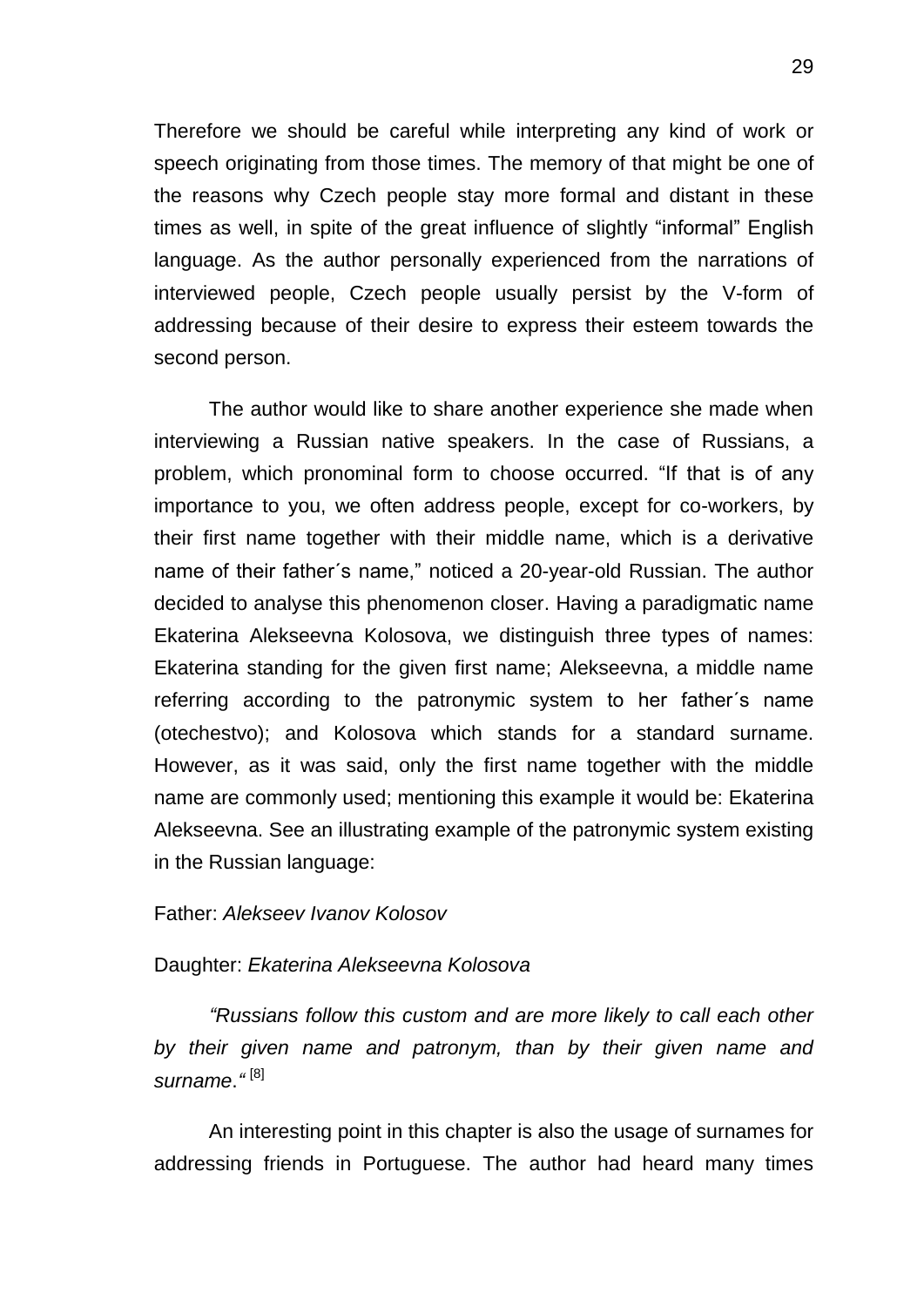Therefore we should be careful while interpreting any kind of work or speech originating from those times. The memory of that might be one of the reasons why Czech people stay more formal and distant in these times as well, in spite of the great influence of slightly "informal" English language. As the author personally experienced from the narrations of interviewed people, Czech people usually persist by the V-form of addressing because of their desire to express their esteem towards the second person.

The author would like to share another experience she made when interviewing a Russian native speakers. In the case of Russians, a problem, which pronominal form to choose occurred. "If that is of any importance to you, we often address people, except for co-workers, by their first name together with their middle name, which is a derivative name of their father´s name," noticed a 20-year-old Russian. The author decided to analyse this phenomenon closer. Having a paradigmatic name Ekaterina Alekseevna Kolosova, we distinguish three types of names: Ekaterina standing for the given first name; Alekseevna, a middle name referring according to the patronymic system to her father´s name (otechestvo); and Kolosova which stands for a standard surname. However, as it was said, only the first name together with the middle name are commonly used; mentioning this example it would be: Ekaterina Alekseevna. See an illustrating example of the patronymic system existing in the Russian language:

Father: *Alekseev Ivanov Kolosov*

Daughter: *Ekaterina Alekseevna Kolosova*

*"Russians follow this custom and are more likely to call each other by their given name and patronym, than by their given name and surname."* [8]

An interesting point in this chapter is also the usage of surnames for addressing friends in Portuguese. The author had heard many times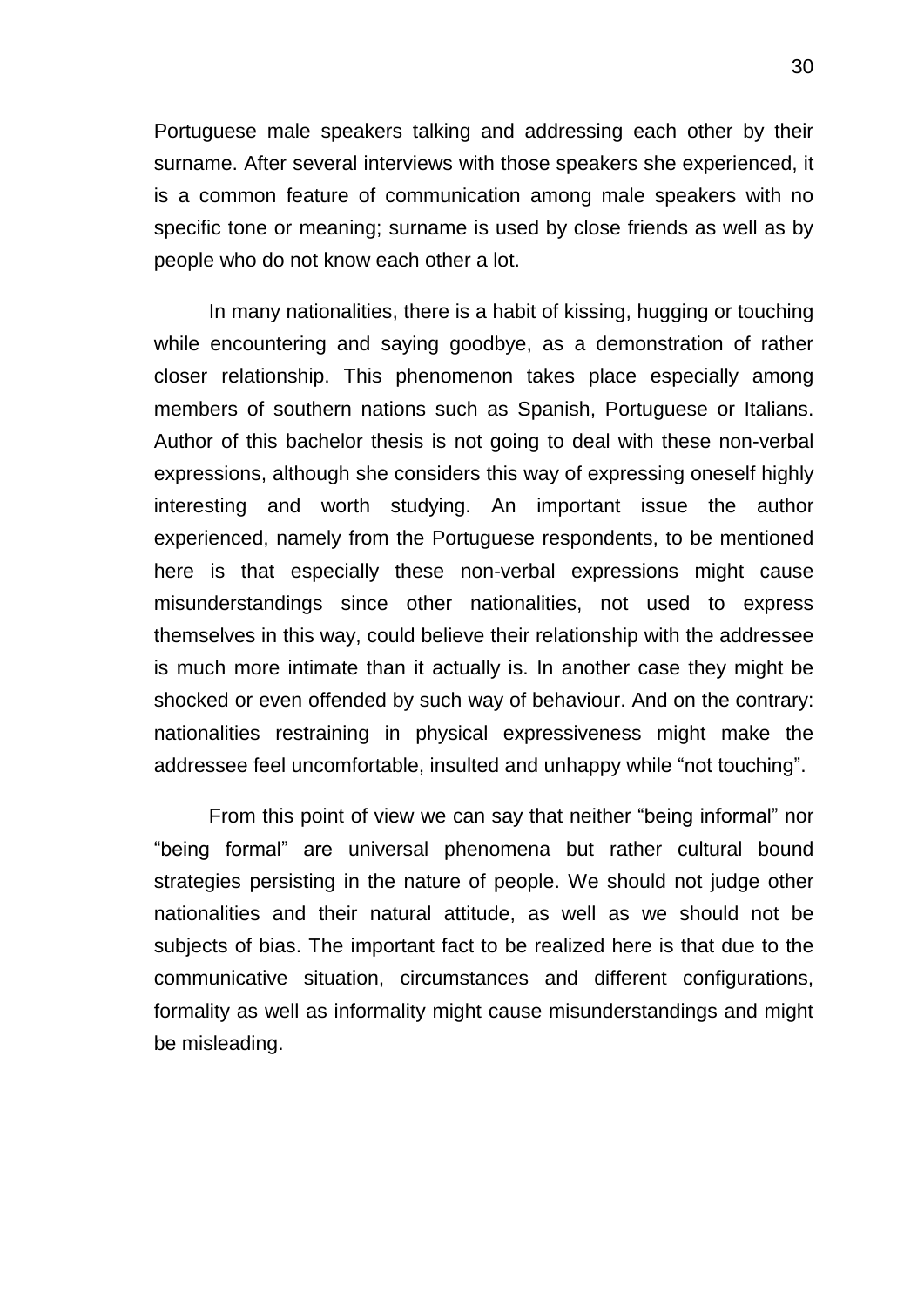Portuguese male speakers talking and addressing each other by their surname. After several interviews with those speakers she experienced, it is a common feature of communication among male speakers with no specific tone or meaning; surname is used by close friends as well as by people who do not know each other a lot.

In many nationalities, there is a habit of kissing, hugging or touching while encountering and saying goodbye, as a demonstration of rather closer relationship. This phenomenon takes place especially among members of southern nations such as Spanish, Portuguese or Italians. Author of this bachelor thesis is not going to deal with these non-verbal expressions, although she considers this way of expressing oneself highly interesting and worth studying. An important issue the author experienced, namely from the Portuguese respondents, to be mentioned here is that especially these non-verbal expressions might cause misunderstandings since other nationalities, not used to express themselves in this way, could believe their relationship with the addressee is much more intimate than it actually is. In another case they might be shocked or even offended by such way of behaviour. And on the contrary: nationalities restraining in physical expressiveness might make the addressee feel uncomfortable, insulted and unhappy while "not touching".

From this point of view we can say that neither "being informal" nor "being formal" are universal phenomena but rather cultural bound strategies persisting in the nature of people. We should not judge other nationalities and their natural attitude, as well as we should not be subjects of bias. The important fact to be realized here is that due to the communicative situation, circumstances and different configurations, formality as well as informality might cause misunderstandings and might be misleading.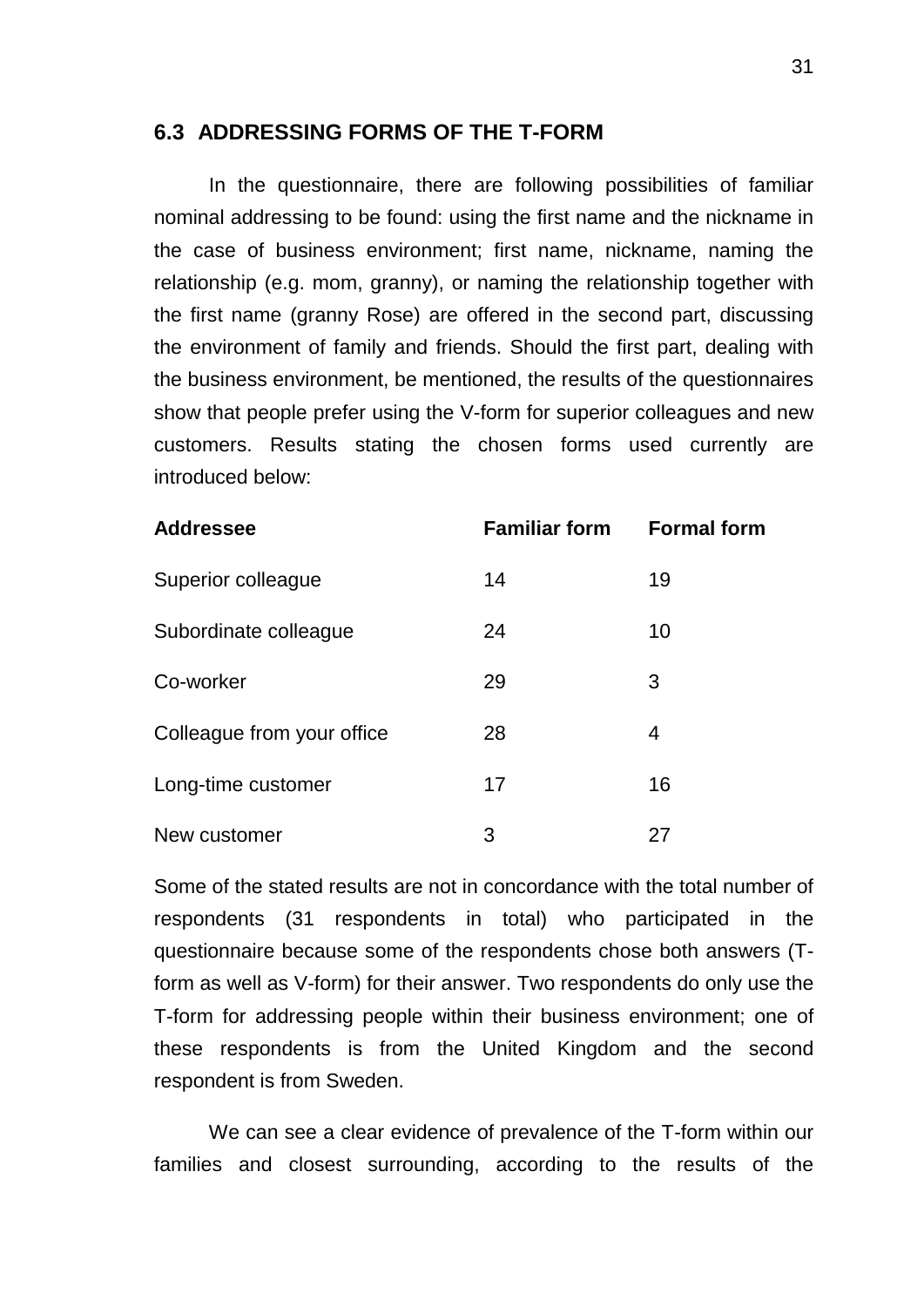## 6.3 ADDRESSING FORMS OF THE T-FORM

In the questionnaire, there are following possibilities of familiar nominal addressing to be found: using the first name and the nickname in the case of business environment; first name, nickname, naming the relationship (e.g. mom, granny), or naming the relationship together with the first name (granny Rose) are offered in the second part, discussing the environment of family and friends. Should the first part, dealing with the business environment, be mentioned, the results of the questionnaires show that people prefer using the V-form for superior colleagues and new customers. Results stating the chosen forms used currently are introduced below:

| Addressee | Familiar form | Formal form |
|---|---|---|
| Superior colleague | 14 | 19 |
| Subordinate colleague | 24 | 10 |
| Co-worker | 29 | 3 |
| Colleague from your office | 28 | 4 |
| Long-time customer | 17 | 16 |
| New customer | 3 | 27 |

Some of the stated results are not in concordance with the total number of respondents (31 respondents in total) who participated in the questionnaire because some of the respondents chose both answers (T-form as well as V-form) for their answer. Two respondents do only use the T-form for addressing people within their business environment; one of these respondents is from the United Kingdom and the second respondent is from Sweden.

We can see a clear evidence of prevalence of the T-form within our families and closest surrounding, according to the results of the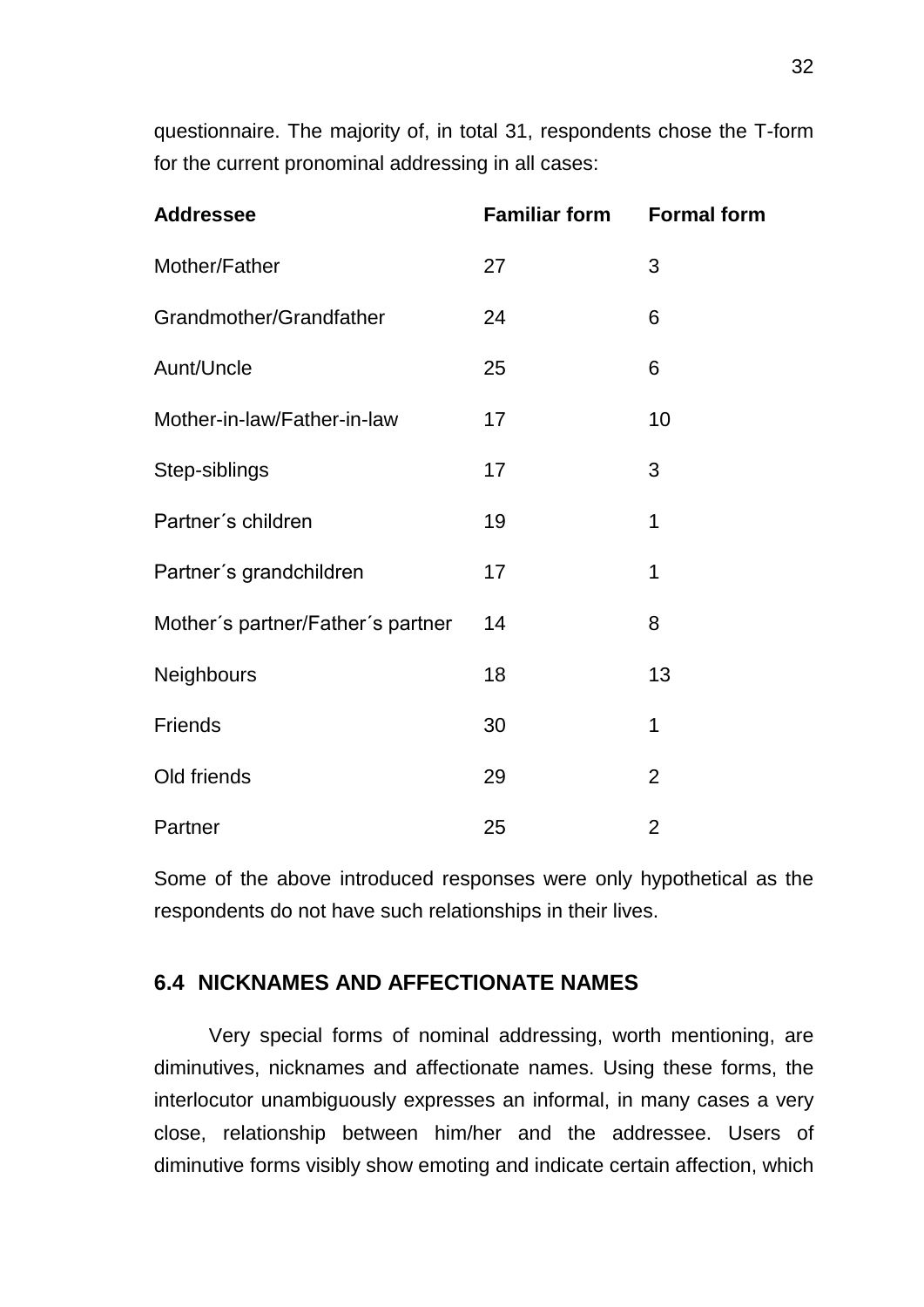questionnaire. The majority of, in total 31, respondents chose the T-form for the current pronominal addressing in all cases:

| Addressee | Familiar form | Formal form |
|---|---|---|
| Mother/Father | 27 | 3 |
| Grandmother/Grandfather | 24 | 6 |
| Aunt/Uncle | 25 | 6 |
| Mother-in-law/Father-in-law | 17 | 10 |
| Step-siblings | 17 | 3 |
| Partner´s children | 19 | 1 |
| Partner´s grandchildren | 17 | 1 |
| Mother´s partner/Father´s partner | 14 | 8 |
| Neighbours | 18 | 13 |
| Friends | 30 | 1 |
| Old friends | 29 | 2 |
| Partner | 25 | 2 |

Some of the above introduced responses were only hypothetical as the respondents do not have such relationships in their lives.

### 6.4 NICKNAMES AND AFFECTIONATE NAMES

Very special forms of nominal addressing, worth mentioning, are diminutives, nicknames and affectionate names. Using these forms, the interlocutor unambiguously expresses an informal, in many cases a very close, relationship between him/her and the addressee. Users of diminutive forms visibly show emoting and indicate certain affection, which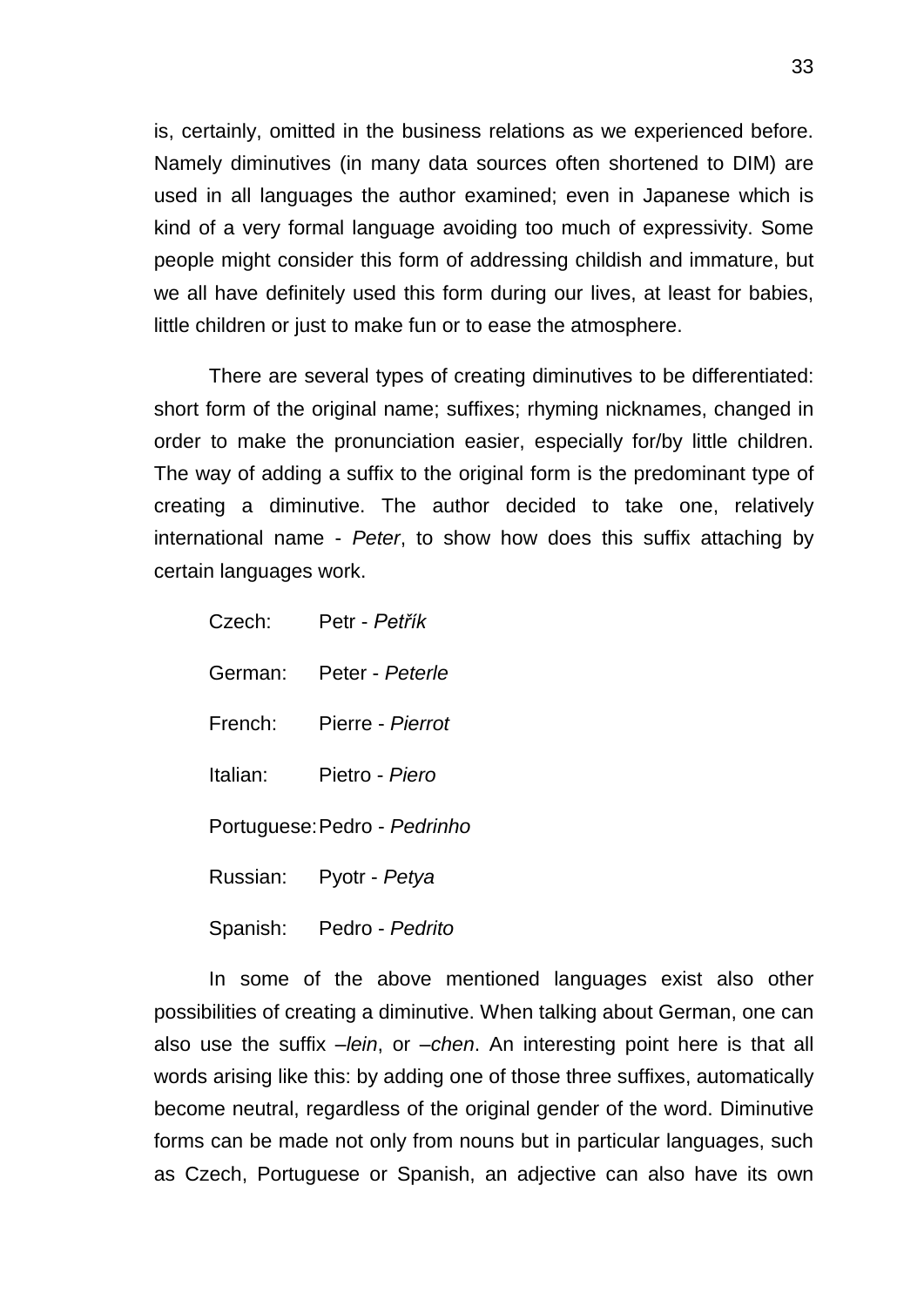is, certainly, omitted in the business relations as we experienced before. Namely diminutives (in many data sources often shortened to DIM) are used in all languages the author examined; even in Japanese which is kind of a very formal language avoiding too much of expressivity. Some people might consider this form of addressing childish and immature, but we all have definitely used this form during our lives, at least for babies, little children or just to make fun or to ease the atmosphere.

There are several types of creating diminutives to be differentiated: short form of the original name; suffixes; rhyming nicknames, changed in order to make the pronunciation easier, especially for/by little children. The way of adding a suffix to the original form is the predominant type of creating a diminutive. The author decided to take one, relatively international name - *Peter*, to show how does this suffix attaching by certain languages work.

| | |
|---|---|
| Czech: | Petr - *Petřík* |
| German: | Peter - *Peterle* |
| French: | Pierre - *Pierrot* |
| Italian: | Pietro - *Piero* |
| Portuguese: | Pedro - *Pedrinho* |
| Russian: | Pyotr - *Petya* |
| Spanish: | Pedro - *Pedrito* |

In some of the above mentioned languages exist also other possibilities of creating a diminutive. When talking about German, one can also use the suffix *–lein*, or *–chen*. An interesting point here is that all words arising like this: by adding one of those three suffixes, automatically become neutral, regardless of the original gender of the word. Diminutive forms can be made not only from nouns but in particular languages, such as Czech, Portuguese or Spanish, an adjective can also have its own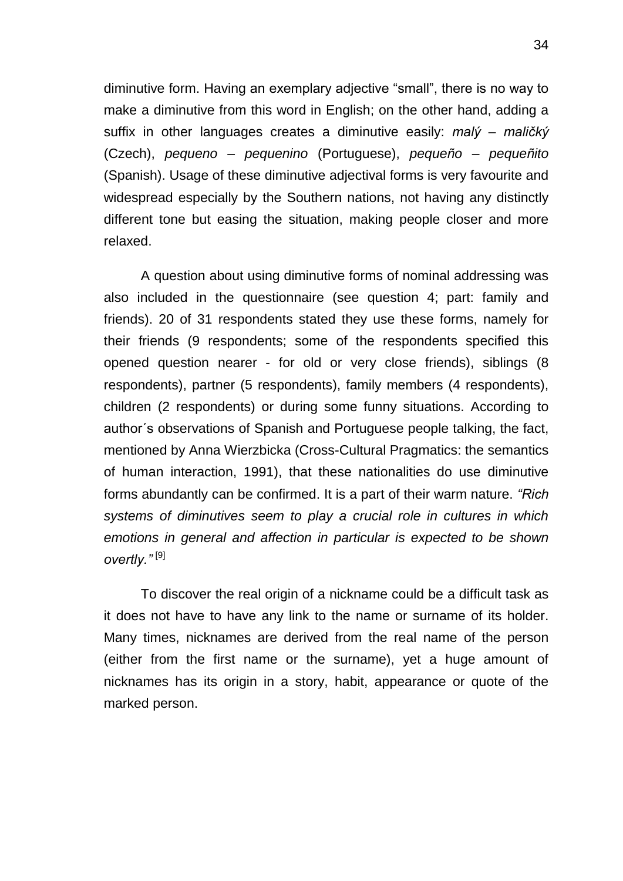diminutive form. Having an exemplary adjective “small”, there is no way to make a diminutive from this word in English; on the other hand, adding a suffix in other languages creates a diminutive easily: *malý – maličký* (Czech), *pequeno – pequenino* (Portuguese), *pequeño – pequeñito* (Spanish). Usage of these diminutive adjectival forms is very favourite and widespread especially by the Southern nations, not having any distinctly different tone but easing the situation, making people closer and more relaxed.

A question about using diminutive forms of nominal addressing was also included in the questionnaire (see question 4; part: family and friends). 20 of 31 respondents stated they use these forms, namely for their friends (9 respondents; some of the respondents specified this opened question nearer - for old or very close friends), siblings (8 respondents), partner (5 respondents), family members (4 respondents), children (2 respondents) or during some funny situations. According to author´s observations of Spanish and Portuguese people talking, the fact, mentioned by Anna Wierzbicka (Cross-Cultural Pragmatics: the semantics of human interaction, 1991), that these nationalities do use diminutive forms abundantly can be confirmed. It is a part of their warm nature. *“Rich systems of diminutives seem to play a crucial role in cultures in which emotions in general and affection in particular is expected to be shown overtly.”* [9]

To discover the real origin of a nickname could be a difficult task as it does not have to have any link to the name or surname of its holder. Many times, nicknames are derived from the real name of the person (either from the first name or the surname), yet a huge amount of nicknames has its origin in a story, habit, appearance or quote of the marked person.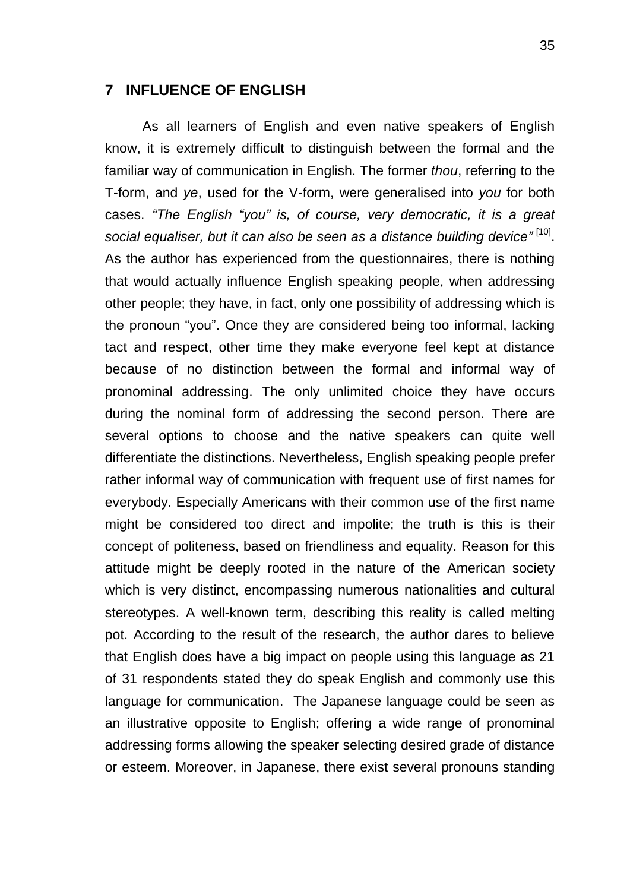# 7 INFLUENCE OF ENGLISH

As all learners of English and even native speakers of English know, it is extremely difficult to distinguish between the formal and the familiar way of communication in English. The former *thou*, referring to the T-form, and *ye*, used for the V-form, were generalised into *you* for both cases. *"The English "you" is, of course, very democratic, it is a great social equaliser, but it can also be seen as a distance building device"* [10]. As the author has experienced from the questionnaires, there is nothing that would actually influence English speaking people, when addressing other people; they have, in fact, only one possibility of addressing which is the pronoun "you". Once they are considered being too informal, lacking tact and respect, other time they make everyone feel kept at distance because of no distinction between the formal and informal way of pronominal addressing. The only unlimited choice they have occurs during the nominal form of addressing the second person. There are several options to choose and the native speakers can quite well differentiate the distinctions. Nevertheless, English speaking people prefer rather informal way of communication with frequent use of first names for everybody. Especially Americans with their common use of the first name might be considered too direct and impolite; the truth is this is their concept of politeness, based on friendliness and equality. Reason for this attitude might be deeply rooted in the nature of the American society which is very distinct, encompassing numerous nationalities and cultural stereotypes. A well-known term, describing this reality is called melting pot. According to the result of the research, the author dares to believe that English does have a big impact on people using this language as 21 of 31 respondents stated they do speak English and commonly use this language for communication. The Japanese language could be seen as an illustrative opposite to English; offering a wide range of pronominal addressing forms allowing the speaker selecting desired grade of distance or esteem. Moreover, in Japanese, there exist several pronouns standing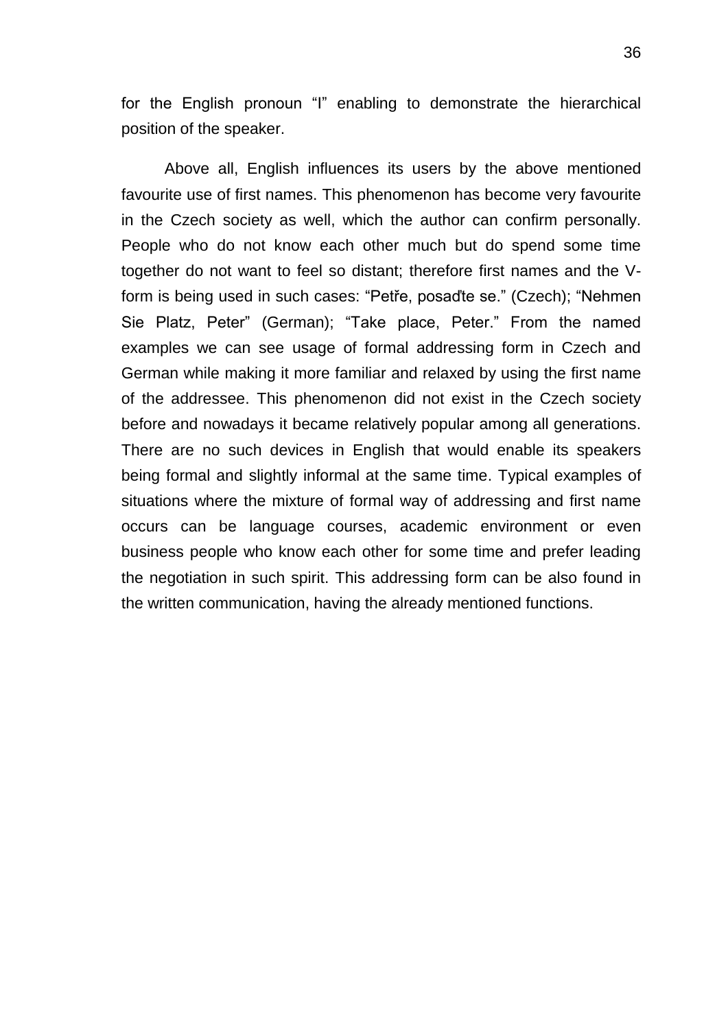for the English pronoun "I" enabling to demonstrate the hierarchical position of the speaker.

Above all, English influences its users by the above mentioned favourite use of first names. This phenomenon has become very favourite in the Czech society as well, which the author can confirm personally. People who do not know each other much but do spend some time together do not want to feel so distant; therefore first names and the V-form is being used in such cases: "Petře, posaďte se." (Czech); "Nehmen Sie Platz, Peter" (German); "Take place, Peter." From the named examples we can see usage of formal addressing form in Czech and German while making it more familiar and relaxed by using the first name of the addressee. This phenomenon did not exist in the Czech society before and nowadays it became relatively popular among all generations. There are no such devices in English that would enable its speakers being formal and slightly informal at the same time. Typical examples of situations where the mixture of formal way of addressing and first name occurs can be language courses, academic environment or even business people who know each other for some time and prefer leading the negotiation in such spirit. This addressing form can be also found in the written communication, having the already mentioned functions.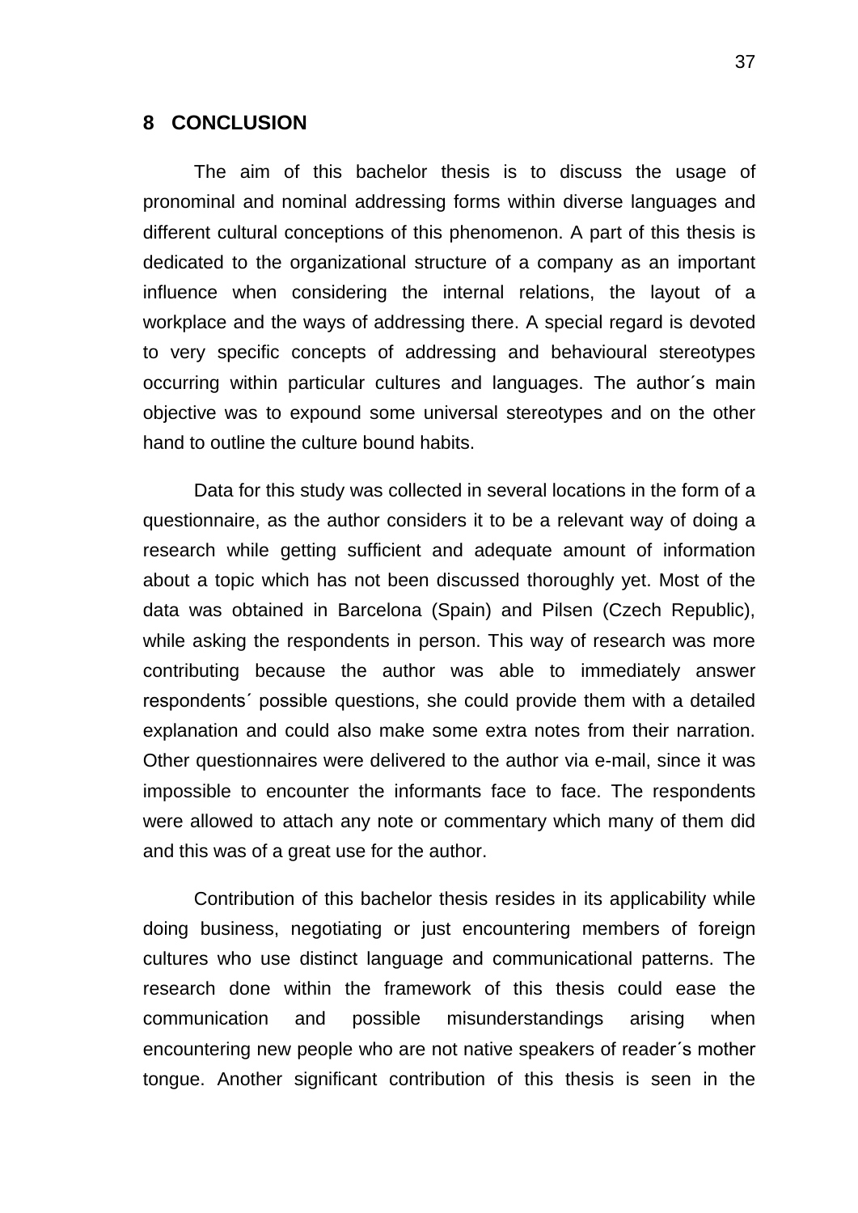# 8 CONCLUSION

The aim of this bachelor thesis is to discuss the usage of pronominal and nominal addressing forms within diverse languages and different cultural conceptions of this phenomenon. A part of this thesis is dedicated to the organizational structure of a company as an important influence when considering the internal relations, the layout of a workplace and the ways of addressing there. A special regard is devoted to very specific concepts of addressing and behavioural stereotypes occurring within particular cultures and languages. The author´s main objective was to expound some universal stereotypes and on the other hand to outline the culture bound habits.

Data for this study was collected in several locations in the form of a questionnaire, as the author considers it to be a relevant way of doing a research while getting sufficient and adequate amount of information about a topic which has not been discussed thoroughly yet. Most of the data was obtained in Barcelona (Spain) and Pilsen (Czech Republic), while asking the respondents in person. This way of research was more contributing because the author was able to immediately answer respondents´ possible questions, she could provide them with a detailed explanation and could also make some extra notes from their narration. Other questionnaires were delivered to the author via e-mail, since it was impossible to encounter the informants face to face. The respondents were allowed to attach any note or commentary which many of them did and this was of a great use for the author.

Contribution of this bachelor thesis resides in its applicability while doing business, negotiating or just encountering members of foreign cultures who use distinct language and communicational patterns. The research done within the framework of this thesis could ease the communication and possible misunderstandings arising when encountering new people who are not native speakers of reader´s mother tongue. Another significant contribution of this thesis is seen in the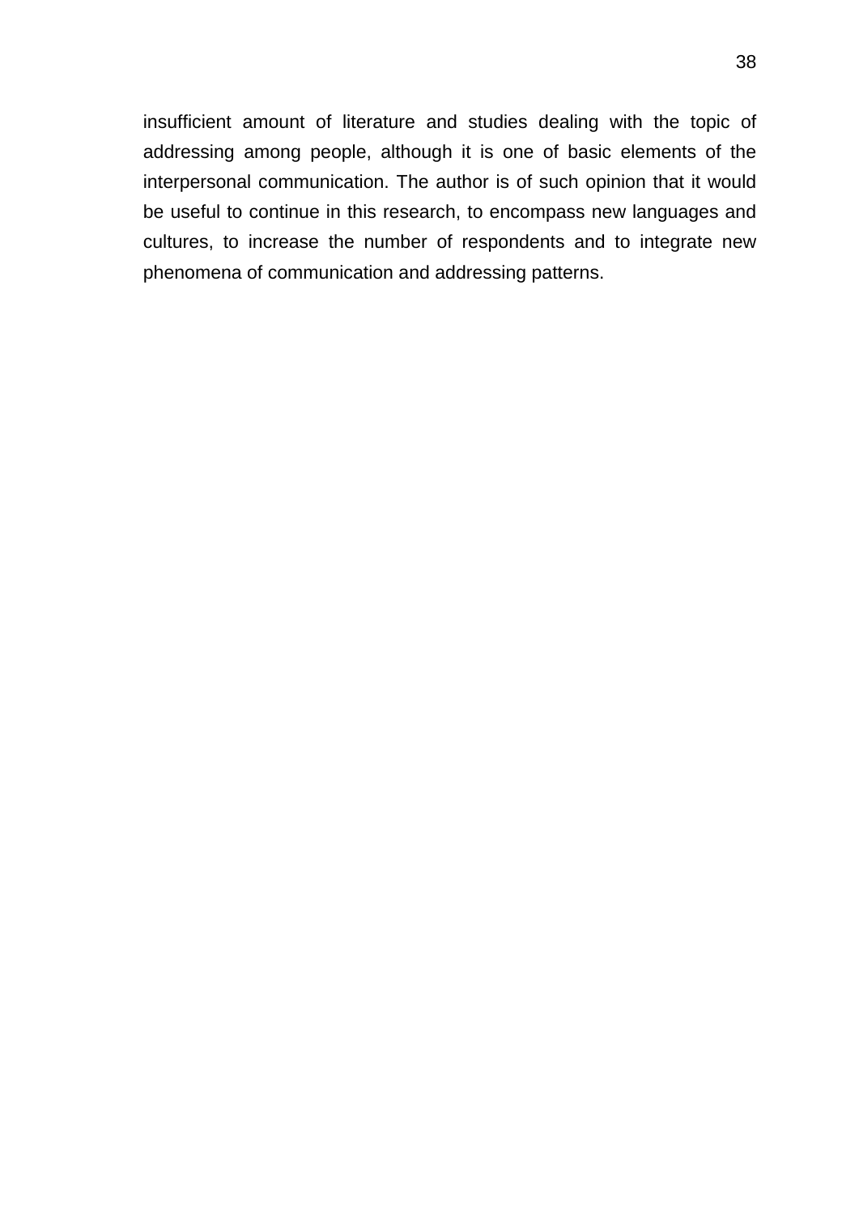insufficient amount of literature and studies dealing with the topic of addressing among people, although it is one of basic elements of the interpersonal communication. The author is of such opinion that it would be useful to continue in this research, to encompass new languages and cultures, to increase the number of respondents and to integrate new phenomena of communication and addressing patterns.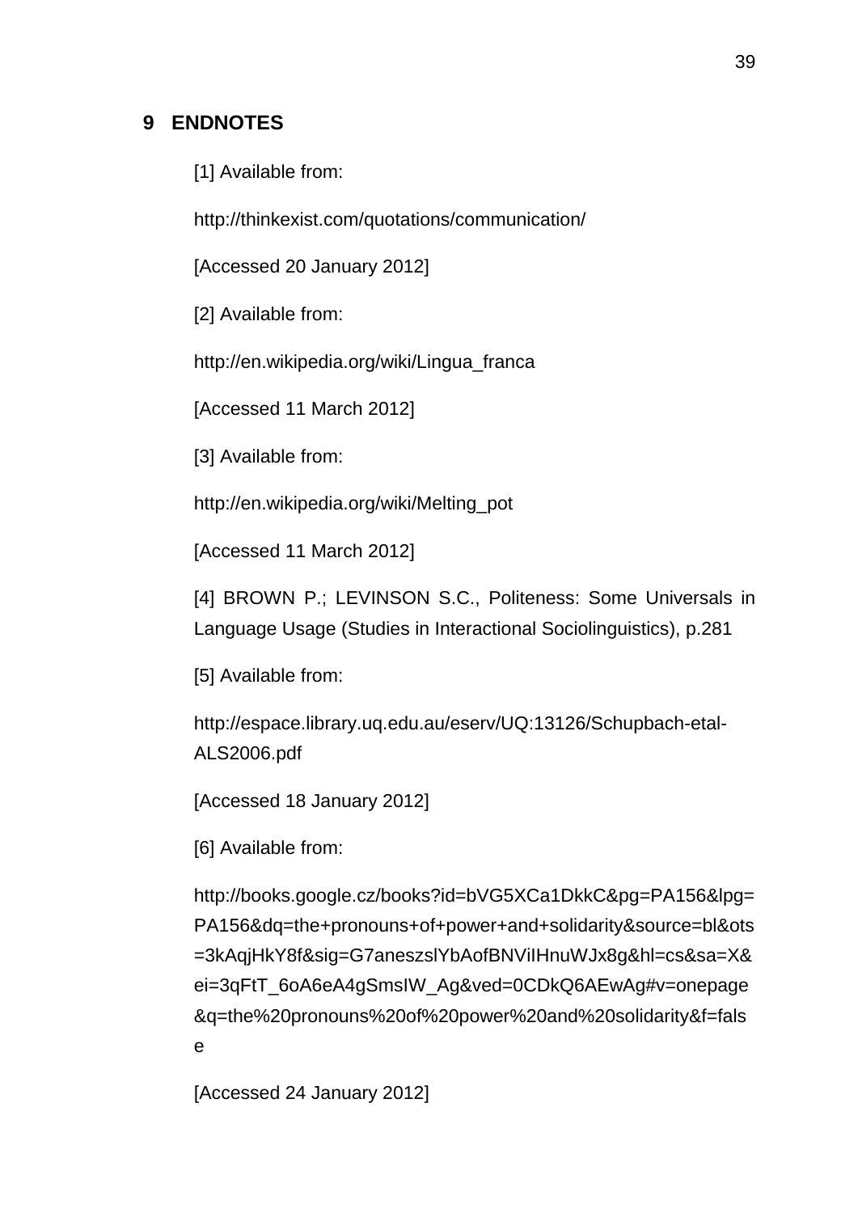# 9 ENDNOTES

[1] Available from:

http://thinkexist.com/quotations/communication/

[Accessed 20 January 2012]

[2] Available from:

http://en.wikipedia.org/wiki/Lingua_franca

[Accessed 11 March 2012]

[3] Available from:

http://en.wikipedia.org/wiki/Melting_pot

[Accessed 11 March 2012]

[4] BROWN P.; LEVINSON S.C., Politeness: Some Universals in Language Usage (Studies in Interactional Sociolinguistics), p.281

[5] Available from:

http://espace.library.uq.edu.au/eserv/UQ:13126/Schupbach-etal-ALS2006.pdf

[Accessed 18 January 2012]

[6] Available from:

http://books.google.cz/books?id=bVG5XCa1DkkC&pg=PA156&lpg=PA156&dq=the+pronouns+of+power+and+solidarity&source=bl&ots=3kAqjHkY8f&sig=G7aneszslYbAofBNViIHnuWJx8g&hl=cs&sa=X&ei=3qFtT_6oA6eA4gSmsIW_Ag&ved=0CDkQ6AEwAg#v=onepage&q=the%20pronouns%20of%20power%20and%20solidarity&f=false

[Accessed 24 January 2012]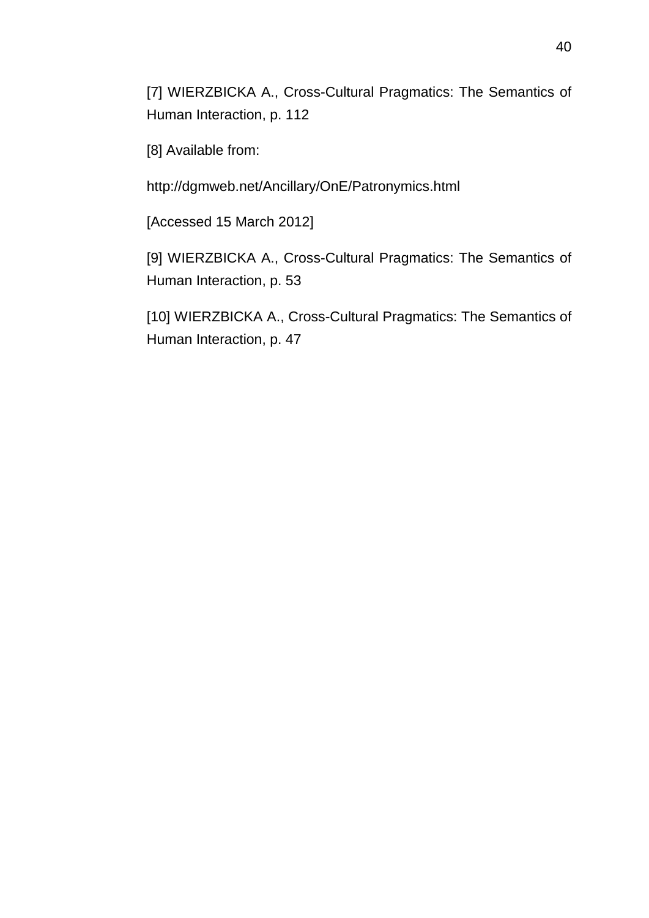[7] WIERZBICKA A., Cross-Cultural Pragmatics: The Semantics of Human Interaction, p. 112

[8] Available from:

http://dgmweb.net/Ancillary/OnE/Patronymics.html

[Accessed 15 March 2012]

[9] WIERZBICKA A., Cross-Cultural Pragmatics: The Semantics of Human Interaction, p. 53

[10] WIERZBICKA A., Cross-Cultural Pragmatics: The Semantics of Human Interaction, p. 47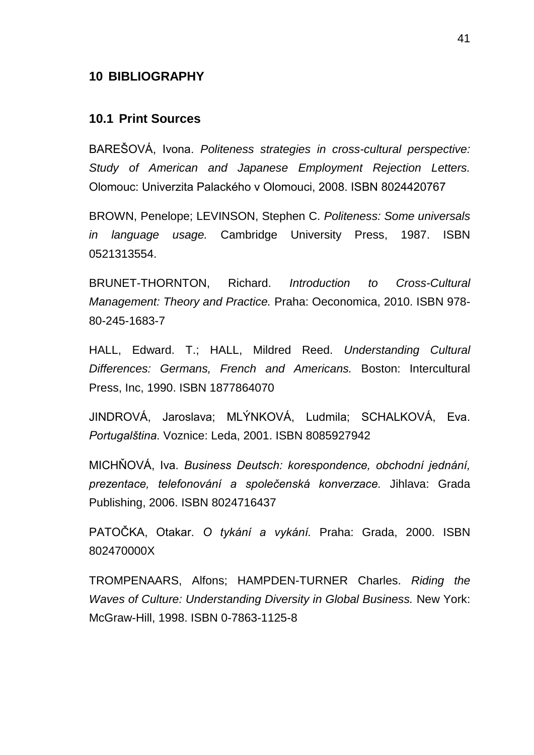# 10 BIBLIOGRAPHY

## 10.1 Print Sources

BAREŠOVÁ, Ivona. *Politeness strategies in cross-cultural perspective: Study of American and Japanese Employment Rejection Letters.* Olomouc: Univerzita Palackého v Olomouci, 2008. ISBN 8024420767

BROWN, Penelope; LEVINSON, Stephen C. *Politeness: Some universals in language usage.* Cambridge University Press, 1987. ISBN 0521313554.

BRUNET-THORNTON, Richard. *Introduction to Cross-Cultural Management: Theory and Practice.* Praha: Oeconomica, 2010. ISBN 978-80-245-1683-7

HALL, Edward. T.; HALL, Mildred Reed. *Understanding Cultural Differences: Germans, French and Americans.* Boston: Intercultural Press, Inc, 1990. ISBN 1877864070

JINDROVÁ, Jaroslava; MLÝNKOVÁ, Ludmila; SCHALKOVÁ, Eva. *Portugalština.* Voznice: Leda, 2001. ISBN 8085927942

MICHŇOVÁ, Iva. *Business Deutsch: korespondence, obchodní jednání, prezentace, telefonování a společenská konverzace.* Jihlava: Grada Publishing, 2006. ISBN 8024716437

PATOČKA, Otakar. *O tykání a vykání.* Praha: Grada, 2000. ISBN 802470000X

TROMPENAARS, Alfons; HAMPDEN-TURNER Charles. *Riding the Waves of Culture: Understanding Diversity in Global Business.* New York: McGraw-Hill, 1998. ISBN 0-7863-1125-8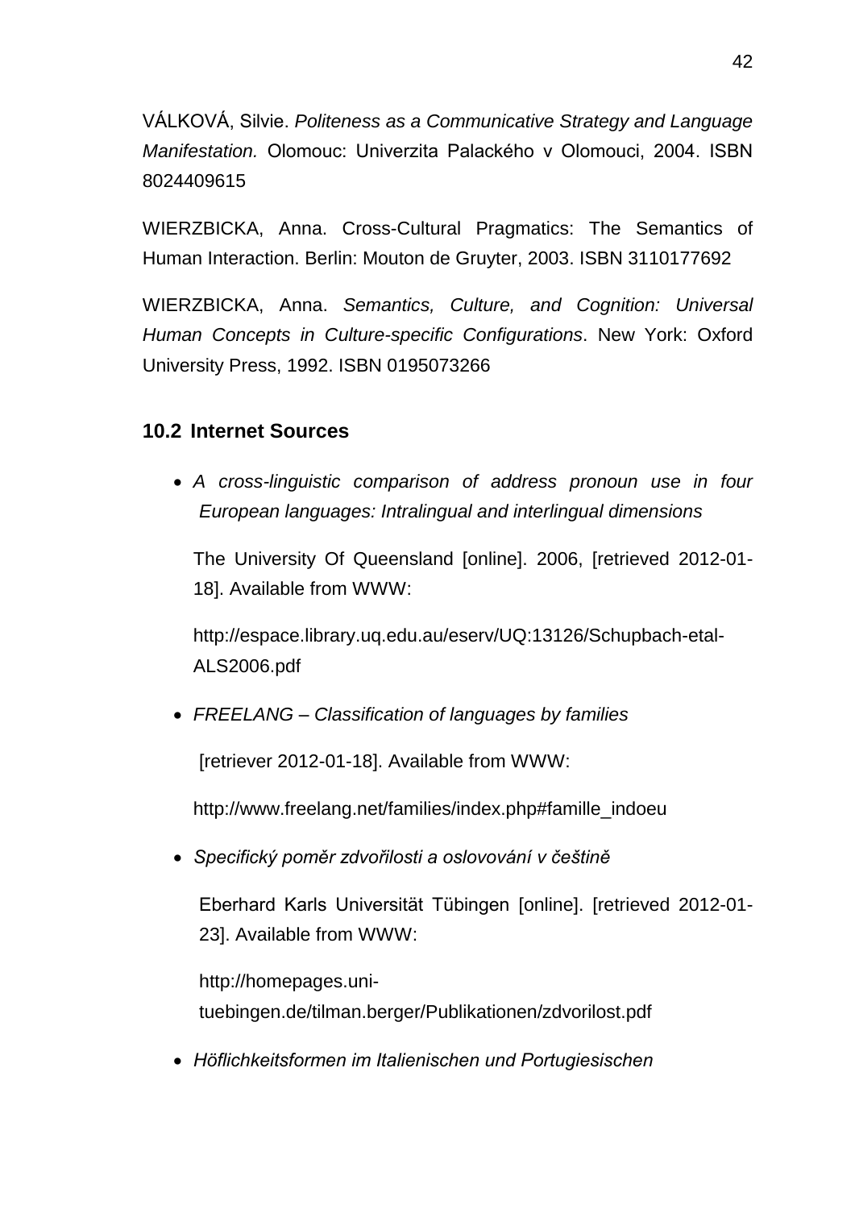VÁLKOVÁ, Silvie. *Politeness as a Communicative Strategy and Language Manifestation.* Olomouc: Univerzita Palackého v Olomouci, 2004. ISBN 8024409615

WIERZBICKA, Anna. Cross-Cultural Pragmatics: The Semantics of Human Interaction. Berlin: Mouton de Gruyter, 2003. ISBN 3110177692

WIERZBICKA, Anna. *Semantics, Culture, and Cognition: Universal Human Concepts in Culture-specific Configurations*. New York: Oxford University Press, 1992. ISBN 0195073266

## 10.2 Internet Sources

- *A cross-linguistic comparison of address pronoun use in four European languages: Intralingual and interlingual dimensions*

  The University Of Queensland [online]. 2006, [retrieved 2012-01-18]. Available from WWW:

  http://espace.library.uq.edu.au/eserv/UQ:13126/Schupbach-etal-ALS2006.pdf

- *FREELANG – Classification of languages by families*

  [retriever 2012-01-18]. Available from WWW:

  http://www.freelang.net/families/index.php#famille_indoeu

- *Specifický poměr zdvořilosti a oslovování v češtině*

  Eberhard Karls Universität Tübingen [online]. [retrieved 2012-01-23]. Available from WWW:

  http://homepages.uni-tuebingen.de/tilman.berger/Publikationen/zdvorilost.pdf

- *Höflichkeitsformen im Italienischen und Portugiesischen*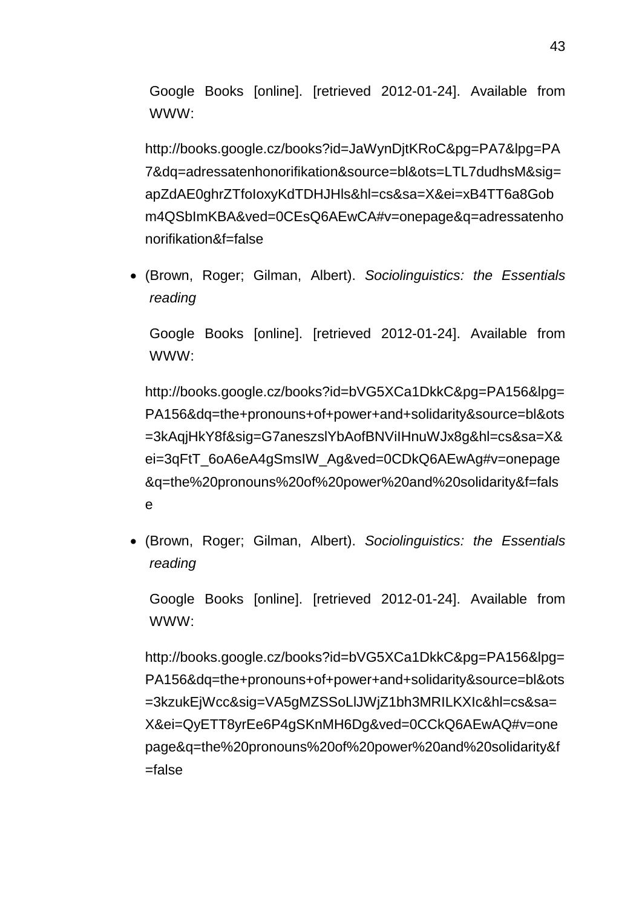Google Books [online]. [retrieved 2012-01-24]. Available from WWW:

http://books.google.cz/books?id=JaWynDjtKRoC&pg=PA7&lpg=PA7&dq=adressatenhonorifikation&source=bl&ots=LTL7dudhsM&sig=apZdAE0ghrZTfoIoxyKdTDHJHls&hl=cs&sa=X&ei=xB4TT6a8Gobm4QSbImKBA&ved=0CEsQ6AEwCA#v=onepage&q=adressatenhonorifikation&f=false

- (Brown, Roger; Gilman, Albert). *Sociolinguistics: the Essentials reading*

  Google Books [online]. [retrieved 2012-01-24]. Available from WWW:

  http://books.google.cz/books?id=bVG5XCa1DkkC&pg=PA156&lpg=PA156&dq=the+pronouns+of+power+and+solidarity&source=bl&ots=3kAqjHkY8f&sig=G7aneszslYbAofBNViIHnuWJx8g&hl=cs&sa=X&ei=3qFtT_6oA6eA4gSmsIW_Ag&ved=0CDkQ6AEwAg#v=onepage&q=the%20pronouns%20of%20power%20and%20solidarity&f=false

- (Brown, Roger; Gilman, Albert). *Sociolinguistics: the Essentials reading*

  Google Books [online]. [retrieved 2012-01-24]. Available from WWW:

  http://books.google.cz/books?id=bVG5XCa1DkkC&pg=PA156&lpg=PA156&dq=the+pronouns+of+power+and+solidarity&source=bl&ots=3kzukEjWcc&sig=VA5gMZSSoLlJWjZ1bh3MRILKXIc&hl=cs&sa=X&ei=QyETT8yrEe6P4gSKnMH6Dg&ved=0CCkQ6AEwAQ#v=onepage&q=the%20pronouns%20of%20power%20and%20solidarity&f=false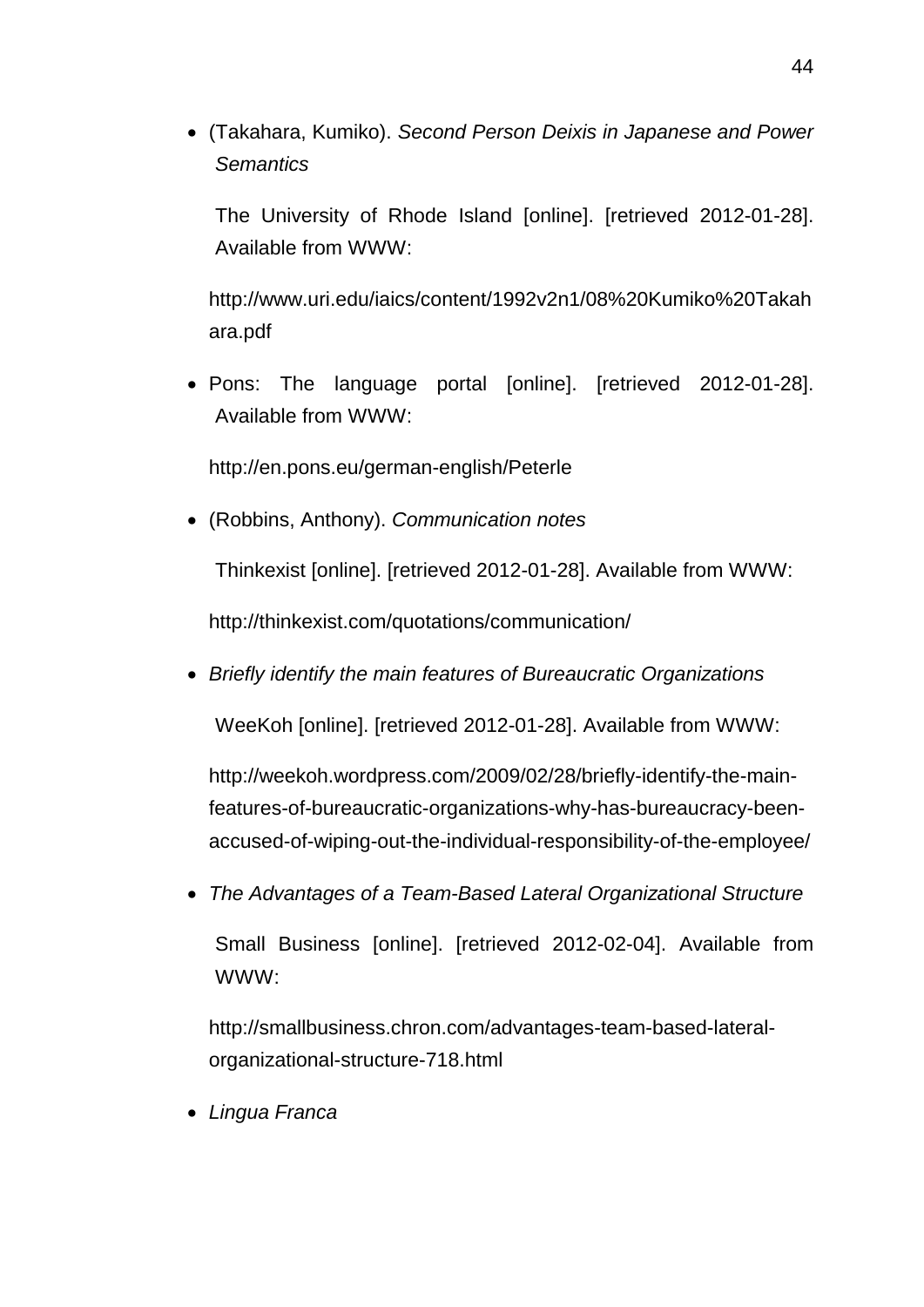- (Takahara, Kumiko). *Second Person Deixis in Japanese and Power Semantics*

  The University of Rhode Island [online]. [retrieved 2012-01-28]. Available from WWW:

  http://www.uri.edu/iaics/content/1992v2n1/08%20Kumiko%20Takahara.pdf

- Pons: The language portal [online]. [retrieved 2012-01-28]. Available from WWW:

  http://en.pons.eu/german-english/Peterle

- (Robbins, Anthony). *Communication notes*

  Thinkexist [online]. [retrieved 2012-01-28]. Available from WWW:

  http://thinkexist.com/quotations/communication/

- *Briefly identify the main features of Bureaucratic Organizations*

  WeeKoh [online]. [retrieved 2012-01-28]. Available from WWW:

  http://weekoh.wordpress.com/2009/02/28/briefly-identify-the-main-features-of-bureaucratic-organizations-why-has-bureaucracy-been-accused-of-wiping-out-the-individual-responsibility-of-the-employee/

- *The Advantages of a Team-Based Lateral Organizational Structure*

  Small Business [online]. [retrieved 2012-02-04]. Available from WWW:

  http://smallbusiness.chron.com/advantages-team-based-lateral-organizational-structure-718.html

- *Lingua Franca*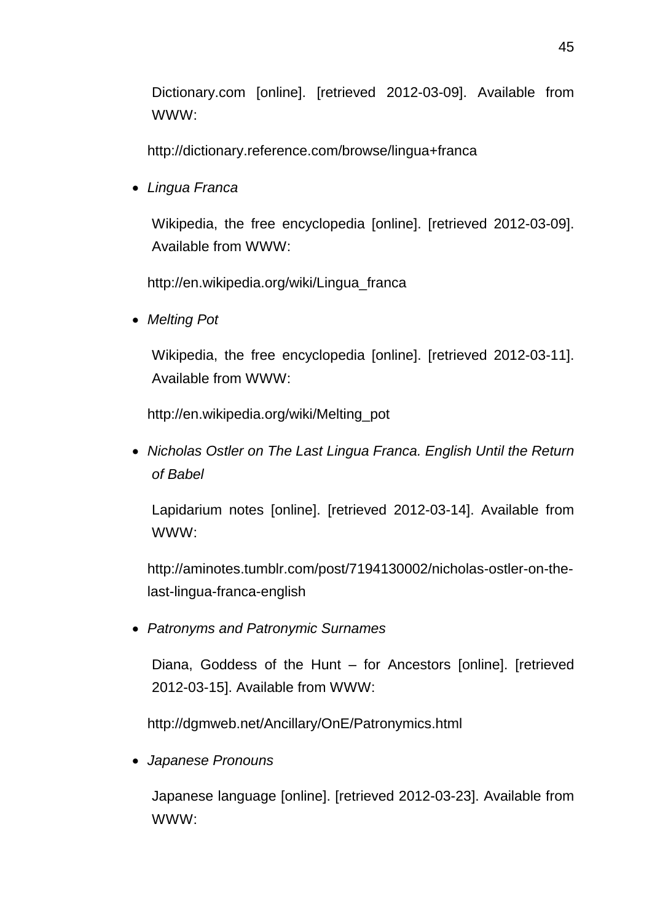Dictionary.com [online]. [retrieved 2012-03-09]. Available from WWW:

http://dictionary.reference.com/browse/lingua+franca

- *Lingua Franca*

  Wikipedia, the free encyclopedia [online]. [retrieved 2012-03-09]. Available from WWW:

  http://en.wikipedia.org/wiki/Lingua_franca

- *Melting Pot*

  Wikipedia, the free encyclopedia [online]. [retrieved 2012-03-11]. Available from WWW:

  http://en.wikipedia.org/wiki/Melting_pot

- *Nicholas Ostler on The Last Lingua Franca. English Until the Return of Babel*

  Lapidarium notes [online]. [retrieved 2012-03-14]. Available from WWW:

  http://aminotes.tumblr.com/post/7194130002/nicholas-ostler-on-the-last-lingua-franca-english

- *Patronyms and Patronymic Surnames*

  Diana, Goddess of the Hunt – for Ancestors [online]. [retrieved 2012-03-15]. Available from WWW:

  http://dgmweb.net/Ancillary/OnE/Patronymics.html

- *Japanese Pronouns*

  Japanese language [online]. [retrieved 2012-03-23]. Available from WWW: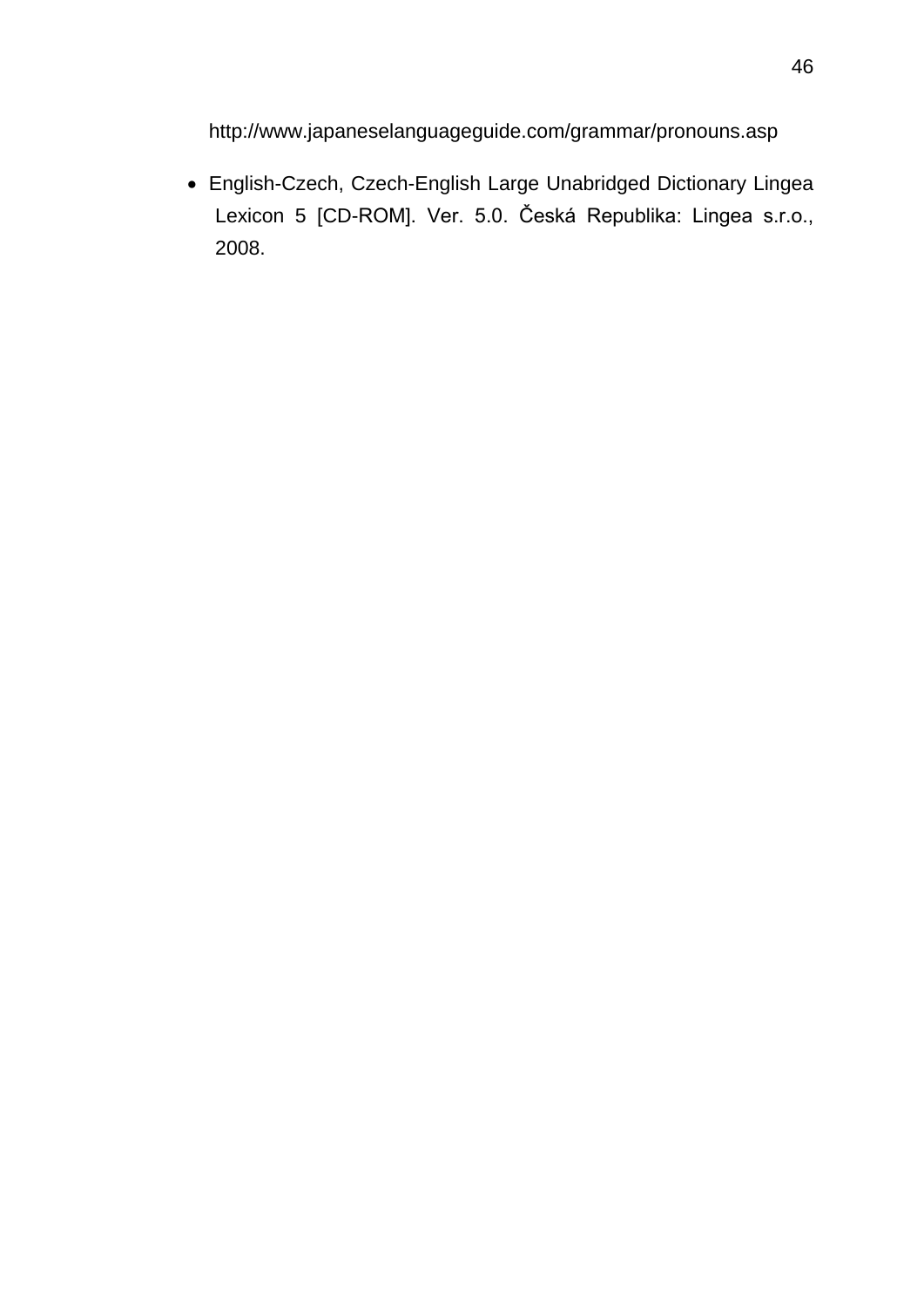http://www.japaneselanguageguide.com/grammar/pronouns.asp

- English-Czech, Czech-English Large Unabridged Dictionary Lingea Lexicon 5 [CD-ROM]. Ver. 5.0. Česká Republika: Lingea s.r.o., 2008.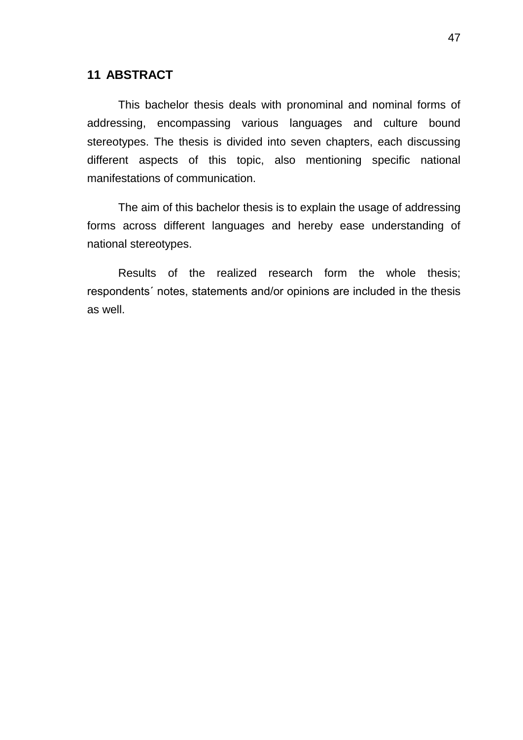# 11 ABSTRACT

This bachelor thesis deals with pronominal and nominal forms of addressing, encompassing various languages and culture bound stereotypes. The thesis is divided into seven chapters, each discussing different aspects of this topic, also mentioning specific national manifestations of communication.

The aim of this bachelor thesis is to explain the usage of addressing forms across different languages and hereby ease understanding of national stereotypes.

Results of the realized research form the whole thesis; respondents´ notes, statements and/or opinions are included in the thesis as well.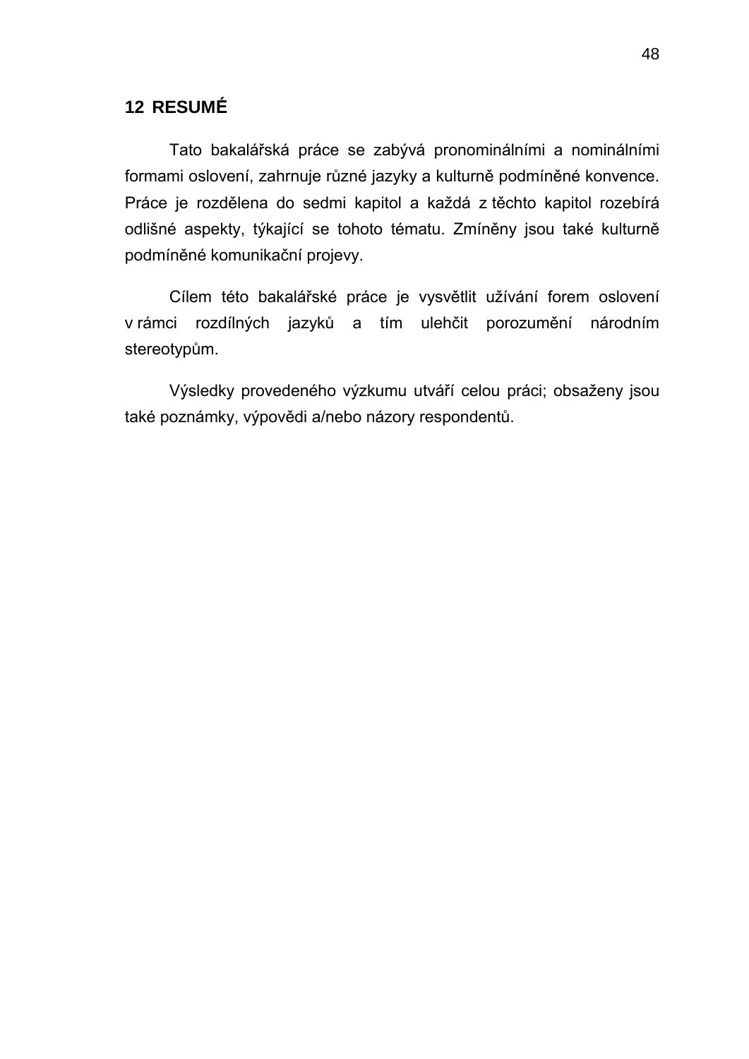# 12 RESUMÉ

Tato bakalářská práce se zabývá pronominálními a nominálními formami oslovení, zahrnuje různé jazyky a kulturně podmíněné konvence. Práce je rozdělena do sedmi kapitol a každá z těchto kapitol rozebírá odlišné aspekty, týkající se tohoto tématu. Zmíněny jsou také kulturně podmíněné komunikační projevy.

Cílem této bakalářské práce je vysvětlit užívání forem oslovení v rámci rozdílných jazyků a tím ulehčit porozumění národním stereotypům.

Výsledky provedeného výzkumu utváří celou práci; obsaženy jsou také poznámky, výpovědi a/nebo názory respondentů.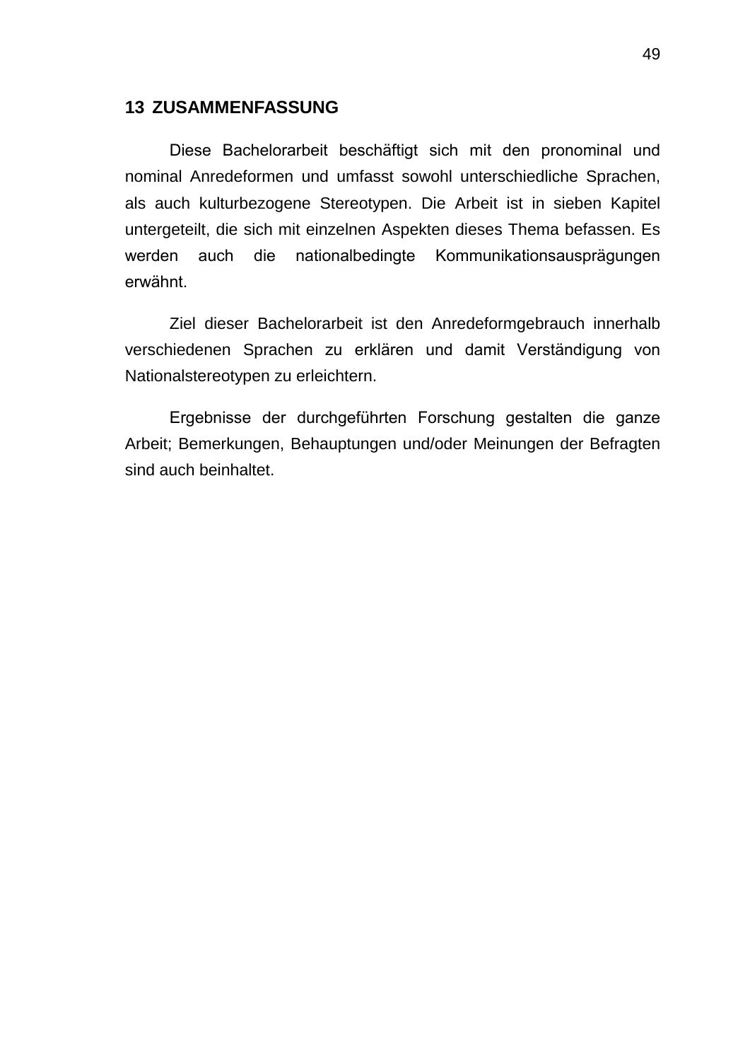# 13 ZUSAMMENFASSUNG

Diese Bachelorarbeit beschäftigt sich mit den pronominal und nominal Anredeformen und umfasst sowohl unterschiedliche Sprachen, als auch kulturbezogene Stereotypen. Die Arbeit ist in sieben Kapitel untergeteilt, die sich mit einzelnen Aspekten dieses Thema befassen. Es werden auch die nationalbedingte Kommunikationsausprägungen erwähnt.

Ziel dieser Bachelorarbeit ist den Anredeformgebrauch innerhalb verschiedenen Sprachen zu erklären und damit Verständigung von Nationalstereotypen zu erleichtern.

Ergebnisse der durchgeführten Forschung gestalten die ganze Arbeit; Bemerkungen, Behauptungen und/oder Meinungen der Befragten sind auch beinhaltet.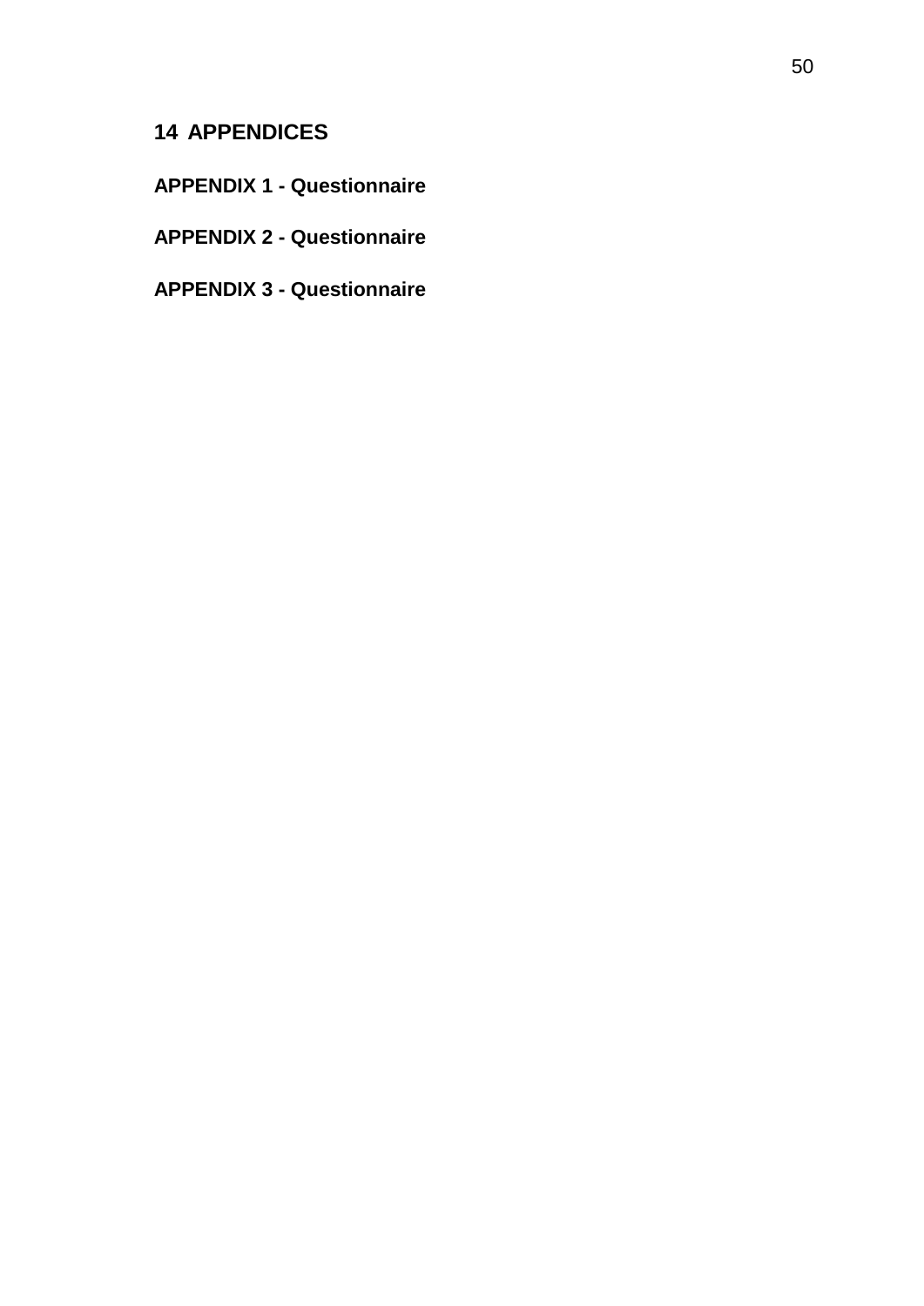# 14 APPENDICES

**APPENDIX 1 - Questionnaire**

**APPENDIX 2 - Questionnaire**

**APPENDIX 3 - Questionnaire**